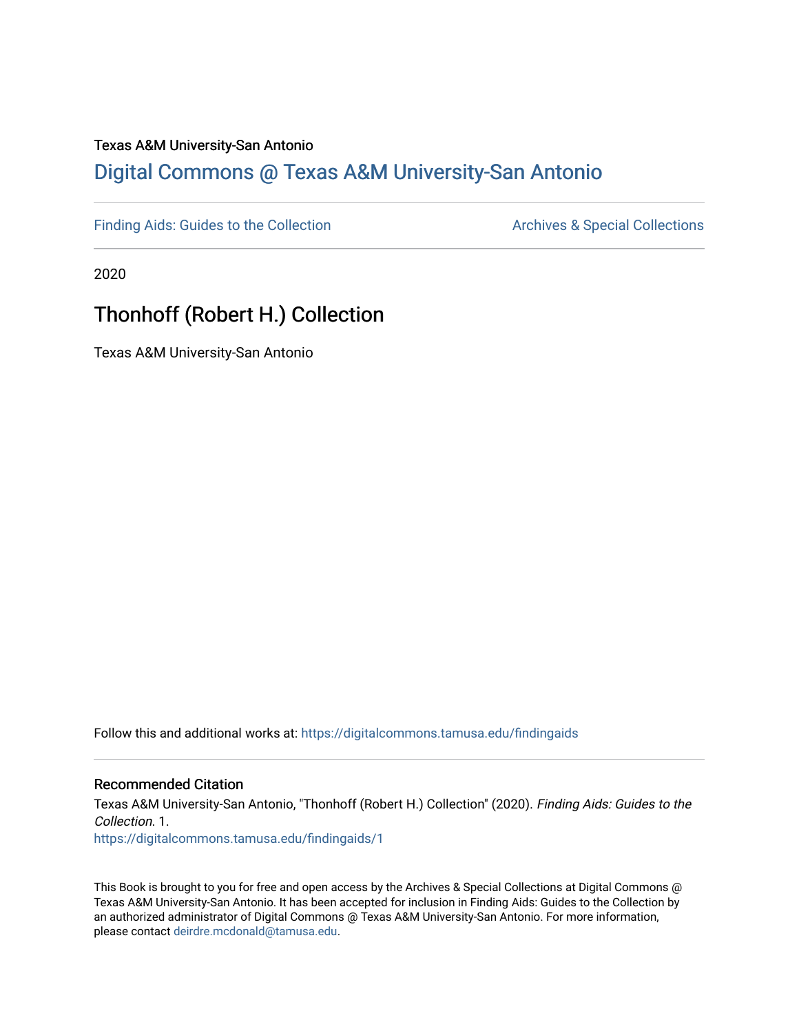Texas A&M University-San Antonio

## Digital Commons @ Texas A&M University-San Antonio

Finding Aids: Guides to the Collection

Archives & Special Collections

2020

# Thonhoff (Robert H.) Collection

Texas A&M University-San Antonio

Follow this and additional works at: https://digitalcommons.tamusa.edu/findingaids

### Recommended Citation

Texas A&M University-San Antonio, "Thonhoff (Robert H.) Collection" (2020). *Finding Aids: Guides to the Collection*. 1.
https://digitalcommons.tamusa.edu/findingaids/1

This Book is brought to you for free and open access by the Archives & Special Collections at Digital Commons @ Texas A&M University-San Antonio. It has been accepted for inclusion in Finding Aids: Guides to the Collection by an authorized administrator of Digital Commons @ Texas A&M University-San Antonio. For more information, please contact deirdre.mcdonald@tamusa.edu.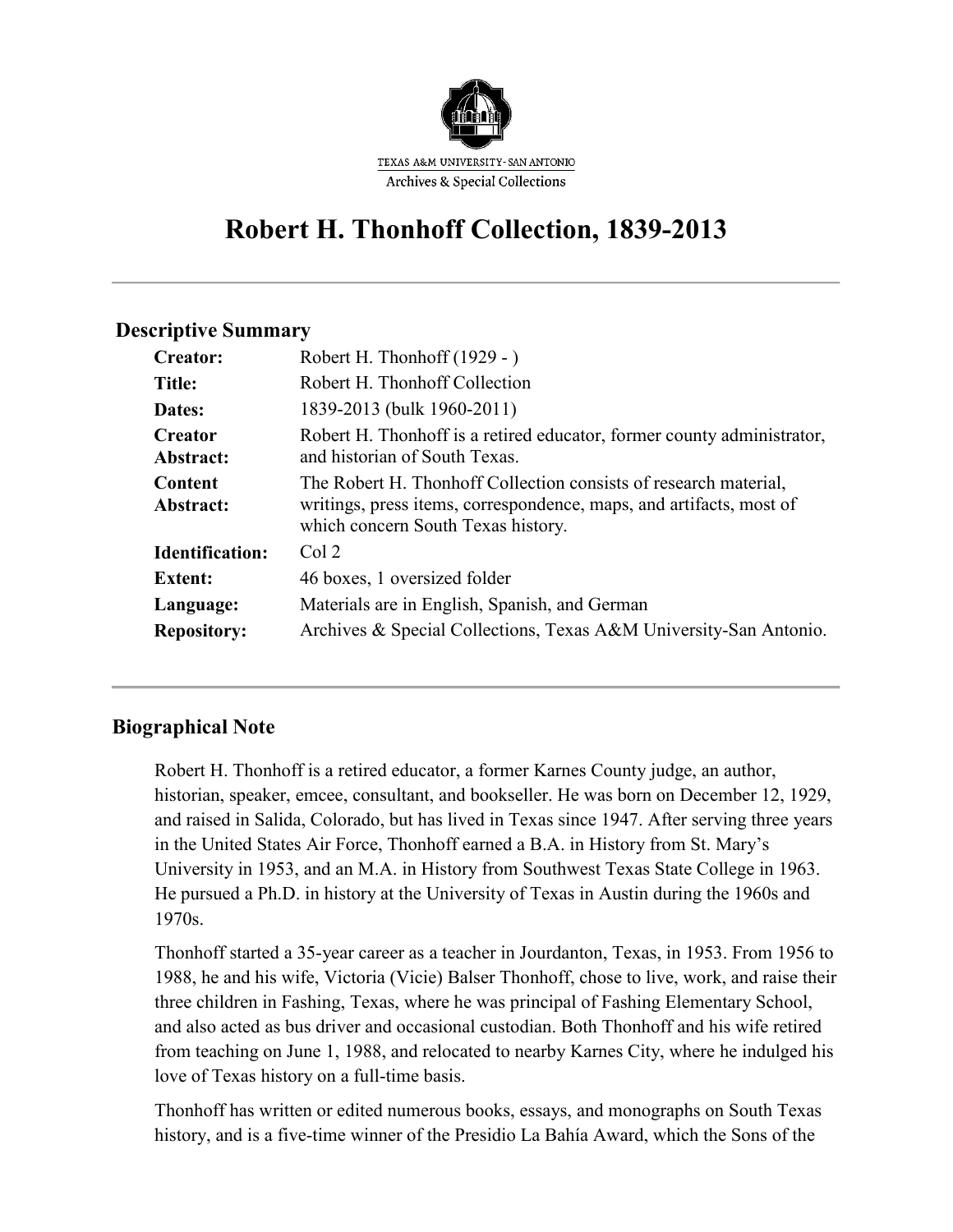TEXAS A&M UNIVERSITY-SAN ANTONIO
Archives & Special Collections

# Robert H. Thonhoff Collection, 1839-2013

---

## Descriptive Summary

| | |
|---|---|
| **Creator:** | Robert H. Thonhoff (1929 - ) |
| **Title:** | Robert H. Thonhoff Collection |
| **Dates:** | 1839-2013 (bulk 1960-2011) |
| **Creator Abstract:** | Robert H. Thonhoff is a retired educator, former county administrator, and historian of South Texas. |
| **Content Abstract:** | The Robert H. Thonhoff Collection consists of research material, writings, press items, correspondence, maps, and artifacts, most of which concern South Texas history. |
| **Identification:** | Col 2 |
| **Extent:** | 46 boxes, 1 oversized folder |
| **Language:** | Materials are in English, Spanish, and German |
| **Repository:** | Archives & Special Collections, Texas A&M University-San Antonio. |

---

## Biographical Note

Robert H. Thonhoff is a retired educator, a former Karnes County judge, an author, historian, speaker, emcee, consultant, and bookseller. He was born on December 12, 1929, and raised in Salida, Colorado, but has lived in Texas since 1947. After serving three years in the United States Air Force, Thonhoff earned a B.A. in History from St. Mary's University in 1953, and an M.A. in History from Southwest Texas State College in 1963. He pursued a Ph.D. in history at the University of Texas in Austin during the 1960s and 1970s.

Thonhoff started a 35-year career as a teacher in Jourdanton, Texas, in 1953. From 1956 to 1988, he and his wife, Victoria (Vicie) Balser Thonhoff, chose to live, work, and raise their three children in Fashing, Texas, where he was principal of Fashing Elementary School, and also acted as bus driver and occasional custodian. Both Thonhoff and his wife retired from teaching on June 1, 1988, and relocated to nearby Karnes City, where he indulged his love of Texas history on a full-time basis.

Thonhoff has written or edited numerous books, essays, and monographs on South Texas history, and is a five-time winner of the Presidio La Bahía Award, which the Sons of the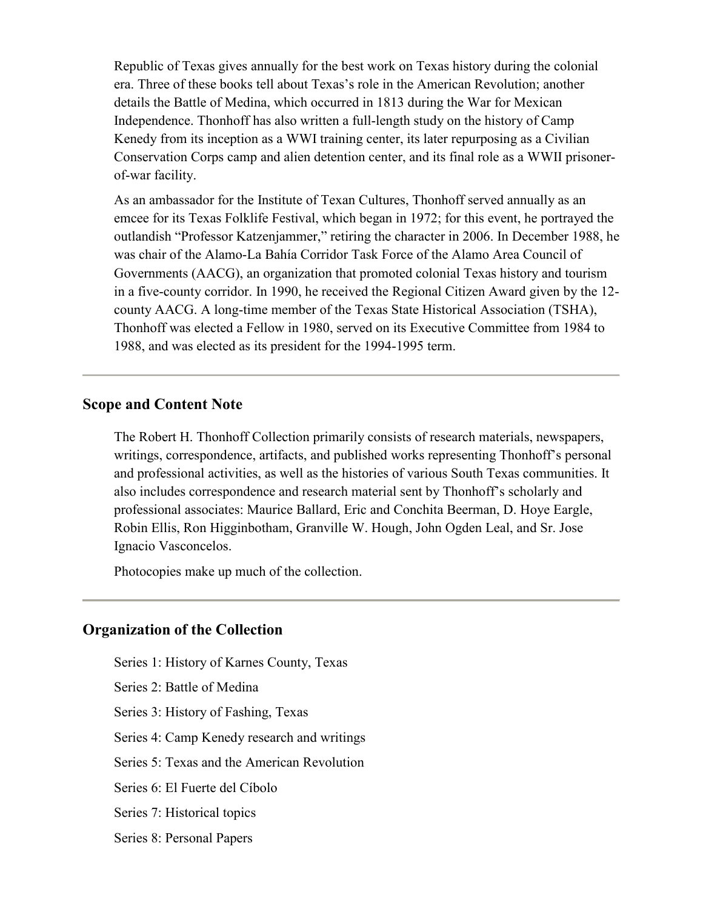Republic of Texas gives annually for the best work on Texas history during the colonial era. Three of these books tell about Texas's role in the American Revolution; another details the Battle of Medina, which occurred in 1813 during the War for Mexican Independence. Thonhoff has also written a full-length study on the history of Camp Kenedy from its inception as a WWI training center, its later repurposing as a Civilian Conservation Corps camp and alien detention center, and its final role as a WWII prisoner-of-war facility.

As an ambassador for the Institute of Texan Cultures, Thonhoff served annually as an emcee for its Texas Folklife Festival, which began in 1972; for this event, he portrayed the outlandish "Professor Katzenjammer," retiring the character in 2006. In December 1988, he was chair of the Alamo-La Bahía Corridor Task Force of the Alamo Area Council of Governments (AACG), an organization that promoted colonial Texas history and tourism in a five-county corridor. In 1990, he received the Regional Citizen Award given by the 12-county AACG. A long-time member of the Texas State Historical Association (TSHA), Thonhoff was elected a Fellow in 1980, served on its Executive Committee from 1984 to 1988, and was elected as its president for the 1994-1995 term.

---

## Scope and Content Note

The Robert H. Thonhoff Collection primarily consists of research materials, newspapers, writings, correspondence, artifacts, and published works representing Thonhoff's personal and professional activities, as well as the histories of various South Texas communities. It also includes correspondence and research material sent by Thonhoff's scholarly and professional associates: Maurice Ballard, Eric and Conchita Beerman, D. Hoye Eargle, Robin Ellis, Ron Higginbotham, Granville W. Hough, John Ogden Leal, and Sr. Jose Ignacio Vasconcelos.

Photocopies make up much of the collection.

---

## Organization of the Collection

Series 1: History of Karnes County, Texas

Series 2: Battle of Medina

Series 3: History of Fashing, Texas

Series 4: Camp Kenedy research and writings

Series 5: Texas and the American Revolution

Series 6: El Fuerte del Cíbolo

Series 7: Historical topics

Series 8: Personal Papers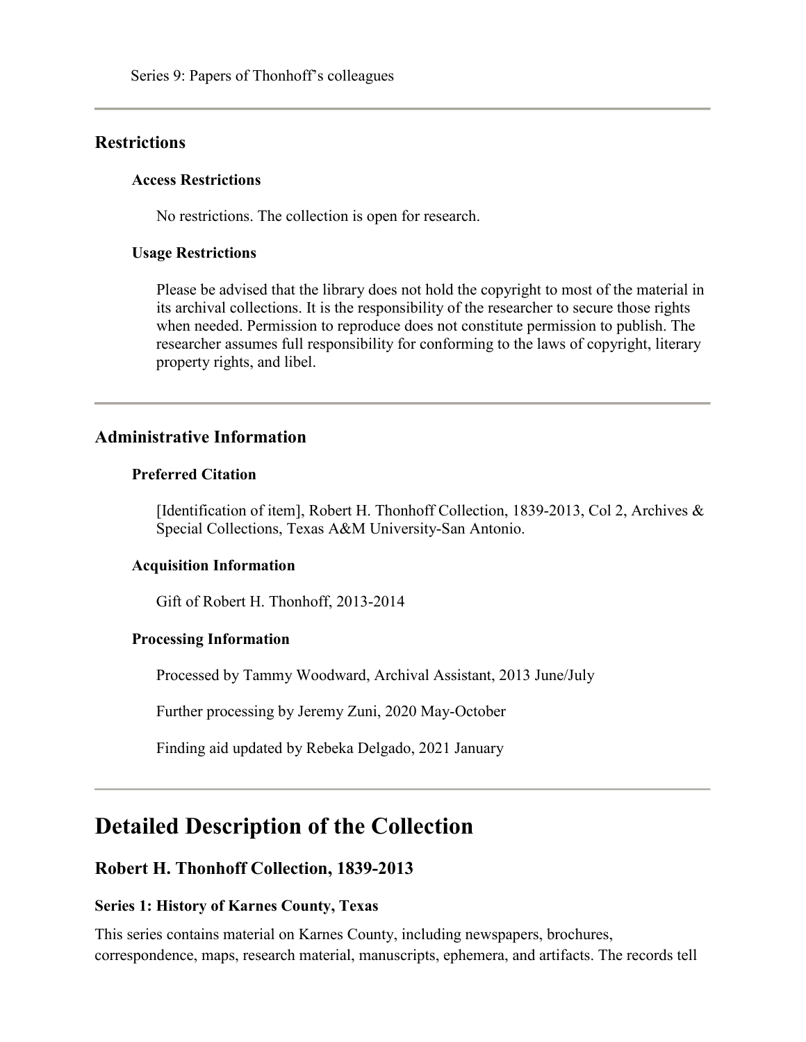Series 9: Papers of Thonhoff's colleagues

---

## Restrictions

### Access Restrictions

No restrictions. The collection is open for research.

### Usage Restrictions

Please be advised that the library does not hold the copyright to most of the material in its archival collections. It is the responsibility of the researcher to secure those rights when needed. Permission to reproduce does not constitute permission to publish. The researcher assumes full responsibility for conforming to the laws of copyright, literary property rights, and libel.

---

## Administrative Information

### Preferred Citation

[Identification of item], Robert H. Thonhoff Collection, 1839-2013, Col 2, Archives & Special Collections, Texas A&M University-San Antonio.

### Acquisition Information

Gift of Robert H. Thonhoff, 2013-2014

### Processing Information

Processed by Tammy Woodward, Archival Assistant, 2013 June/July

Further processing by Jeremy Zuni, 2020 May-October

Finding aid updated by Rebeka Delgado, 2021 January

---

# Detailed Description of the Collection

## Robert H. Thonhoff Collection, 1839-2013

### Series 1: History of Karnes County, Texas

This series contains material on Karnes County, including newspapers, brochures, correspondence, maps, research material, manuscripts, ephemera, and artifacts. The records tell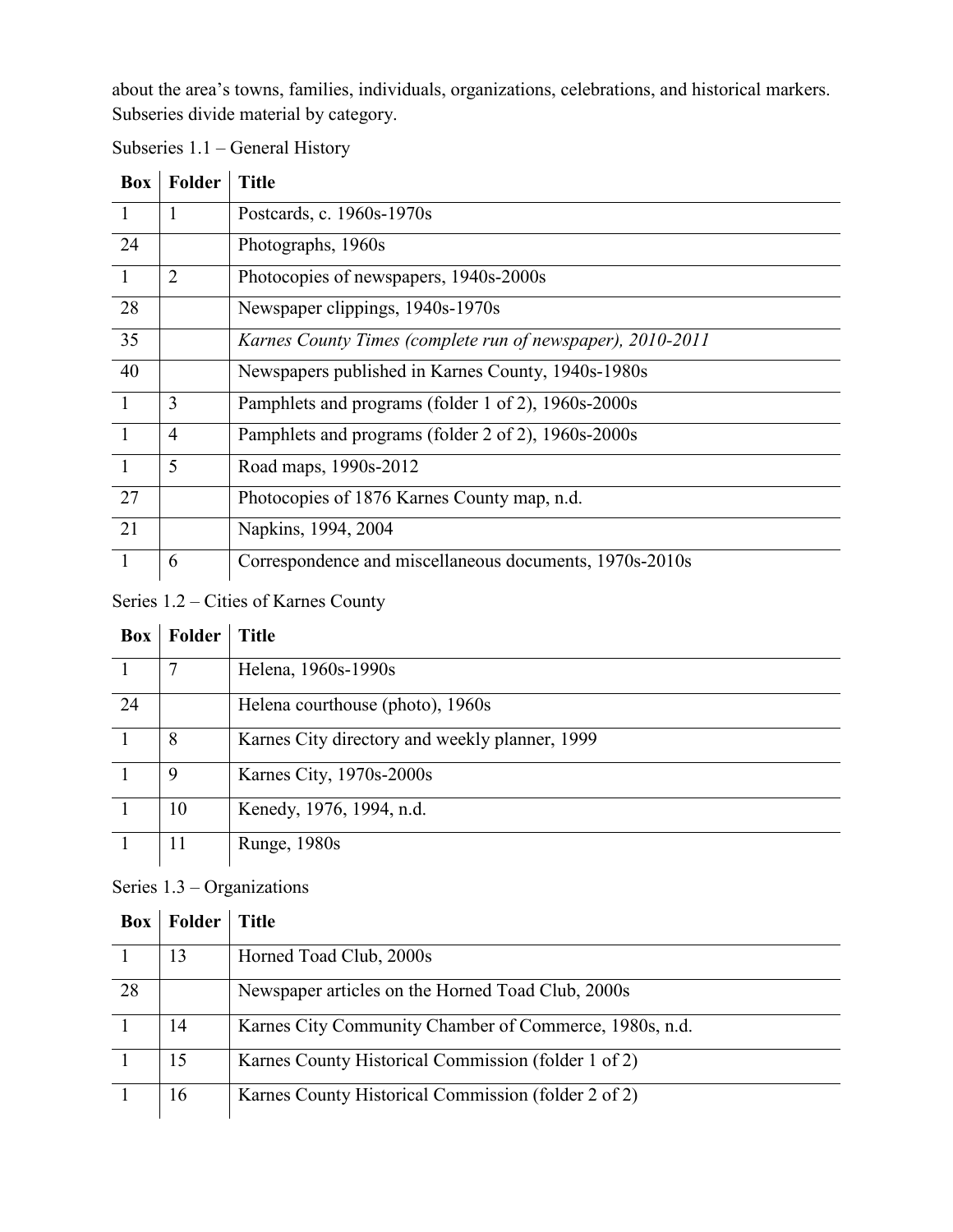about the area's towns, families, individuals, organizations, celebrations, and historical markers. Subseries divide material by category.

Subseries 1.1 – General History

| Box | Folder | Title |
|---|---|---|
| 1 | 1 | Postcards, c. 1960s-1970s |
| 24 | | Photographs, 1960s |
| 1 | 2 | Photocopies of newspapers, 1940s-2000s |
| 28 | | Newspaper clippings, 1940s-1970s |
| 35 | | *Karnes County Times (complete run of newspaper), 2010-2011* |
| 40 | | Newspapers published in Karnes County, 1940s-1980s |
| 1 | 3 | Pamphlets and programs (folder 1 of 2), 1960s-2000s |
| 1 | 4 | Pamphlets and programs (folder 2 of 2), 1960s-2000s |
| 1 | 5 | Road maps, 1990s-2012 |
| 27 | | Photocopies of 1876 Karnes County map, n.d. |
| 21 | | Napkins, 1994, 2004 |
| 1 | 6 | Correspondence and miscellaneous documents, 1970s-2010s |

Series 1.2 – Cities of Karnes County

| Box | Folder | Title |
|---|---|---|
| 1 | 7 | Helena, 1960s-1990s |
| 24 | | Helena courthouse (photo), 1960s |
| 1 | 8 | Karnes City directory and weekly planner, 1999 |
| 1 | 9 | Karnes City, 1970s-2000s |
| 1 | 10 | Kenedy, 1976, 1994, n.d. |
| 1 | 11 | Runge, 1980s |

Series 1.3 – Organizations

| Box | Folder | Title |
|---|---|---|
| 1 | 13 | Horned Toad Club, 2000s |
| 28 | | Newspaper articles on the Horned Toad Club, 2000s |
| 1 | 14 | Karnes City Community Chamber of Commerce, 1980s, n.d. |
| 1 | 15 | Karnes County Historical Commission (folder 1 of 2) |
| 1 | 16 | Karnes County Historical Commission (folder 2 of 2) |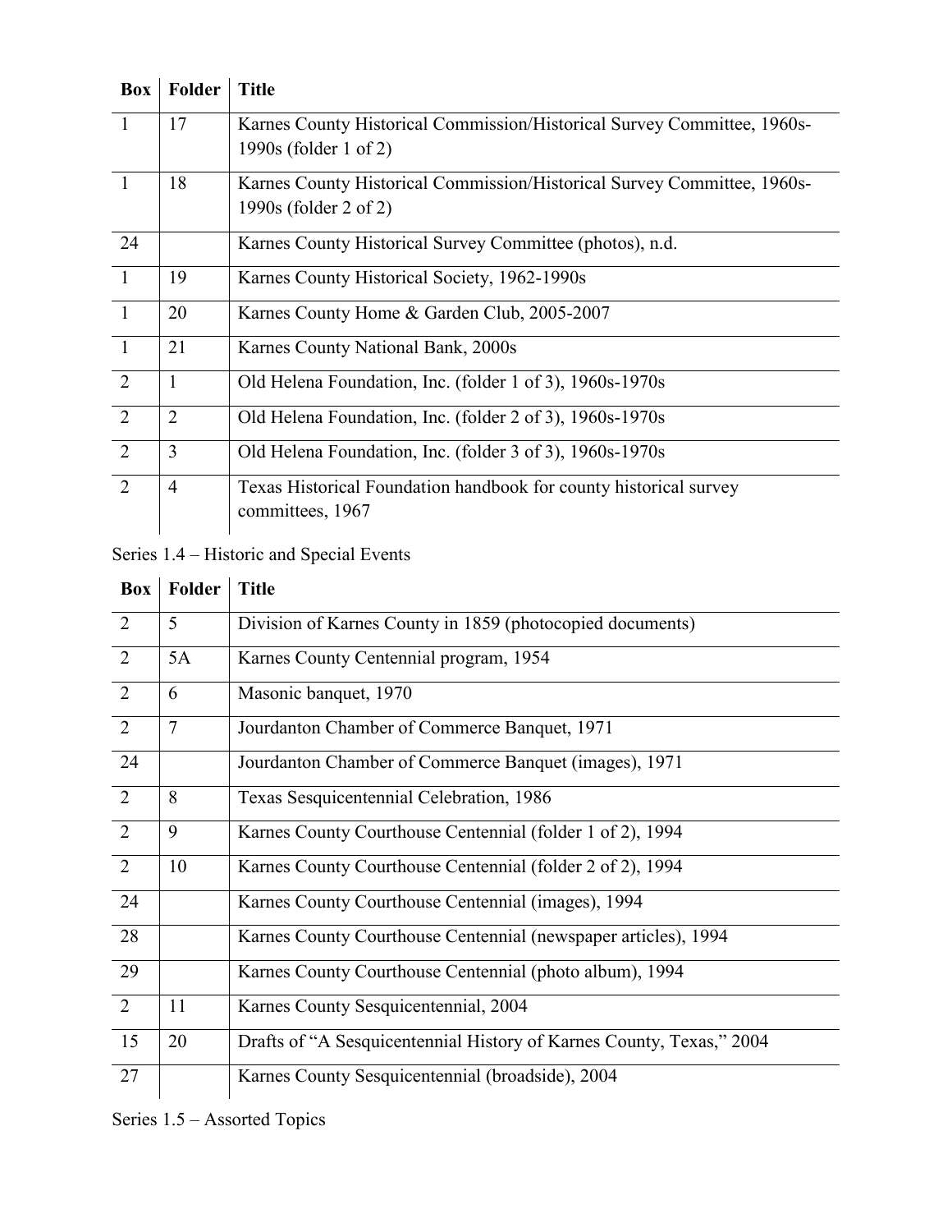| Box | Folder | Title |
|---|---|---|
| 1 | 17 | Karnes County Historical Commission/Historical Survey Committee, 1960s-1990s (folder 1 of 2) |
| 1 | 18 | Karnes County Historical Commission/Historical Survey Committee, 1960s-1990s (folder 2 of 2) |
| 24 | | Karnes County Historical Survey Committee (photos), n.d. |
| 1 | 19 | Karnes County Historical Society, 1962-1990s |
| 1 | 20 | Karnes County Home & Garden Club, 2005-2007 |
| 1 | 21 | Karnes County National Bank, 2000s |
| 2 | 1 | Old Helena Foundation, Inc. (folder 1 of 3), 1960s-1970s |
| 2 | 2 | Old Helena Foundation, Inc. (folder 2 of 3), 1960s-1970s |
| 2 | 3 | Old Helena Foundation, Inc. (folder 3 of 3), 1960s-1970s |
| 2 | 4 | Texas Historical Foundation handbook for county historical survey committees, 1967 |

Series 1.4 – Historic and Special Events

| Box | Folder | Title |
|---|---|---|
| 2 | 5 | Division of Karnes County in 1859 (photocopied documents) |
| 2 | 5A | Karnes County Centennial program, 1954 |
| 2 | 6 | Masonic banquet, 1970 |
| 2 | 7 | Jourdanton Chamber of Commerce Banquet, 1971 |
| 24 | | Jourdanton Chamber of Commerce Banquet (images), 1971 |
| 2 | 8 | Texas Sesquicentennial Celebration, 1986 |
| 2 | 9 | Karnes County Courthouse Centennial (folder 1 of 2), 1994 |
| 2 | 10 | Karnes County Courthouse Centennial (folder 2 of 2), 1994 |
| 24 | | Karnes County Courthouse Centennial (images), 1994 |
| 28 | | Karnes County Courthouse Centennial (newspaper articles), 1994 |
| 29 | | Karnes County Courthouse Centennial (photo album), 1994 |
| 2 | 11 | Karnes County Sesquicentennial, 2004 |
| 15 | 20 | Drafts of "A Sesquicentennial History of Karnes County, Texas," 2004 |
| 27 | | Karnes County Sesquicentennial (broadside), 2004 |

Series 1.5 – Assorted Topics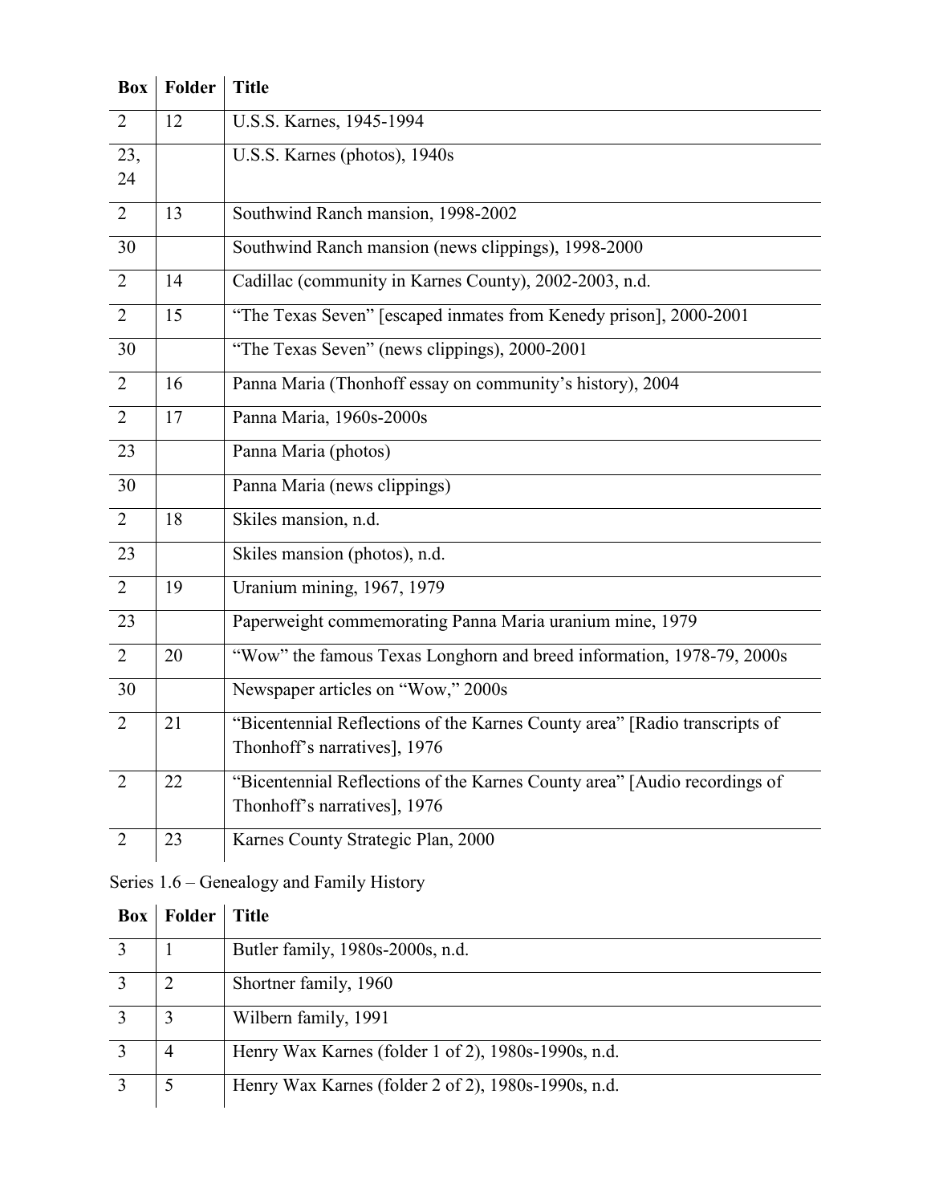| Box | Folder | Title |
|---|---|---|
| 2 | 12 | U.S.S. Karnes, 1945-1994 |
| 23, 24 | | U.S.S. Karnes (photos), 1940s |
| 2 | 13 | Southwind Ranch mansion, 1998-2002 |
| 30 | | Southwind Ranch mansion (news clippings), 1998-2000 |
| 2 | 14 | Cadillac (community in Karnes County), 2002-2003, n.d. |
| 2 | 15 | "The Texas Seven" [escaped inmates from Kenedy prison], 2000-2001 |
| 30 | | "The Texas Seven" (news clippings), 2000-2001 |
| 2 | 16 | Panna Maria (Thonhoff essay on community's history), 2004 |
| 2 | 17 | Panna Maria, 1960s-2000s |
| 23 | | Panna Maria (photos) |
| 30 | | Panna Maria (news clippings) |
| 2 | 18 | Skiles mansion, n.d. |
| 23 | | Skiles mansion (photos), n.d. |
| 2 | 19 | Uranium mining, 1967, 1979 |
| 23 | | Paperweight commemorating Panna Maria uranium mine, 1979 |
| 2 | 20 | "Wow" the famous Texas Longhorn and breed information, 1978-79, 2000s |
| 30 | | Newspaper articles on "Wow," 2000s |
| 2 | 21 | "Bicentennial Reflections of the Karnes County area" [Radio transcripts of Thonhoff's narratives], 1976 |
| 2 | 22 | "Bicentennial Reflections of the Karnes County area" [Audio recordings of Thonhoff's narratives], 1976 |
| 2 | 23 | Karnes County Strategic Plan, 2000 |

Series 1.6 – Genealogy and Family History

| Box | Folder | Title |
|---|---|---|
| 3 | 1 | Butler family, 1980s-2000s, n.d. |
| 3 | 2 | Shortner family, 1960 |
| 3 | 3 | Wilbern family, 1991 |
| 3 | 4 | Henry Wax Karnes (folder 1 of 2), 1980s-1990s, n.d. |
| 3 | 5 | Henry Wax Karnes (folder 2 of 2), 1980s-1990s, n.d. |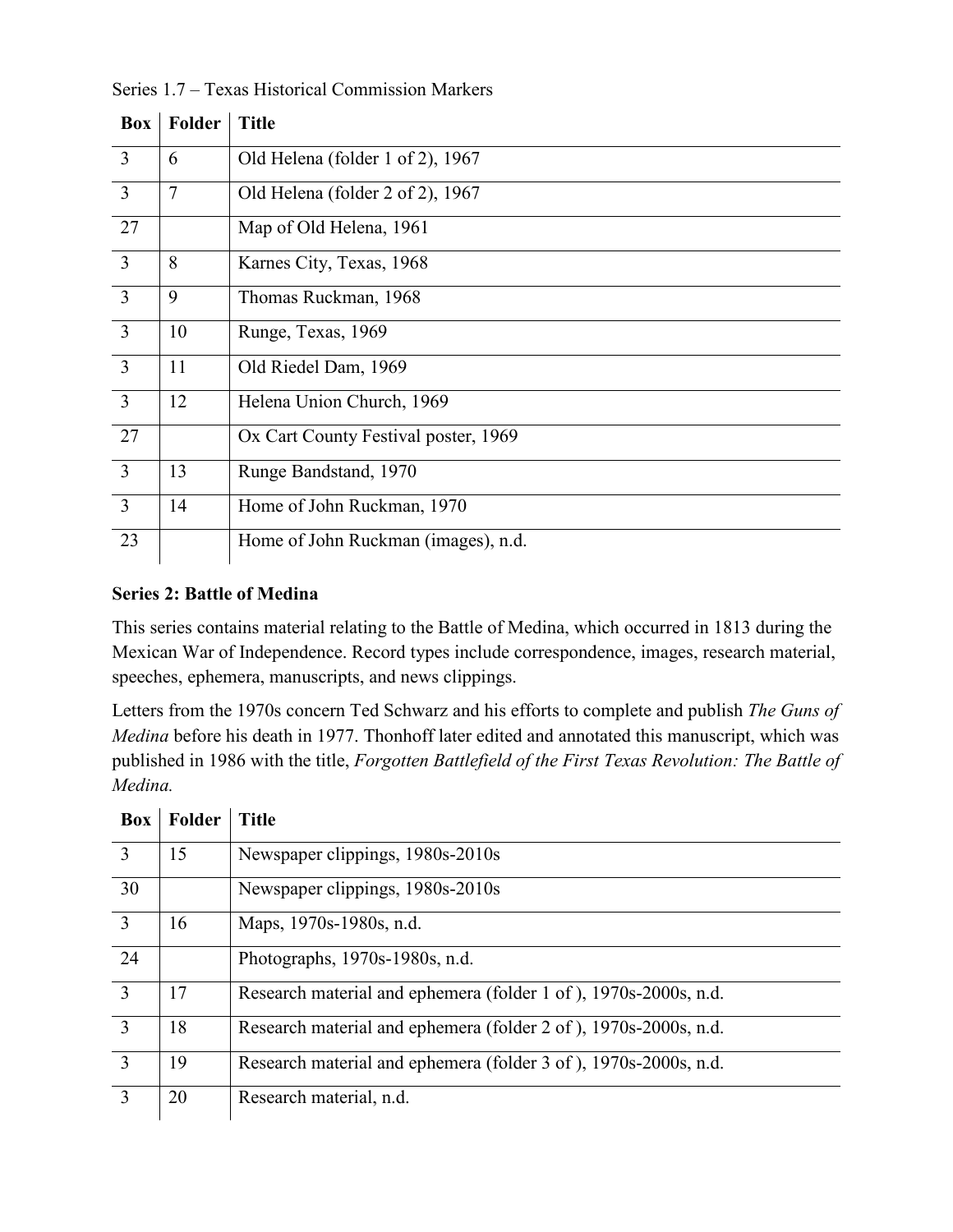Series 1.7 – Texas Historical Commission Markers

| Box | Folder | Title |
|---|---|---|
| 3 | 6 | Old Helena (folder 1 of 2), 1967 |
| 3 | 7 | Old Helena (folder 2 of 2), 1967 |
| 27 | | Map of Old Helena, 1961 |
| 3 | 8 | Karnes City, Texas, 1968 |
| 3 | 9 | Thomas Ruckman, 1968 |
| 3 | 10 | Runge, Texas, 1969 |
| 3 | 11 | Old Riedel Dam, 1969 |
| 3 | 12 | Helena Union Church, 1969 |
| 27 | | Ox Cart County Festival poster, 1969 |
| 3 | 13 | Runge Bandstand, 1970 |
| 3 | 14 | Home of John Ruckman, 1970 |
| 23 | | Home of John Ruckman (images), n.d. |

**Series 2: Battle of Medina**

This series contains material relating to the Battle of Medina, which occurred in 1813 during the Mexican War of Independence. Record types include correspondence, images, research material, speeches, ephemera, manuscripts, and news clippings.

Letters from the 1970s concern Ted Schwarz and his efforts to complete and publish *The Guns of Medina* before his death in 1977. Thonhoff later edited and annotated this manuscript, which was published in 1986 with the title, *Forgotten Battlefield of the First Texas Revolution: The Battle of Medina.*

| Box | Folder | Title |
|---|---|---|
| 3 | 15 | Newspaper clippings, 1980s-2010s |
| 30 | | Newspaper clippings, 1980s-2010s |
| 3 | 16 | Maps, 1970s-1980s, n.d. |
| 24 | | Photographs, 1970s-1980s, n.d. |
| 3 | 17 | Research material and ephemera (folder 1 of ), 1970s-2000s, n.d. |
| 3 | 18 | Research material and ephemera (folder 2 of ), 1970s-2000s, n.d. |
| 3 | 19 | Research material and ephemera (folder 3 of ), 1970s-2000s, n.d. |
| 3 | 20 | Research material, n.d. |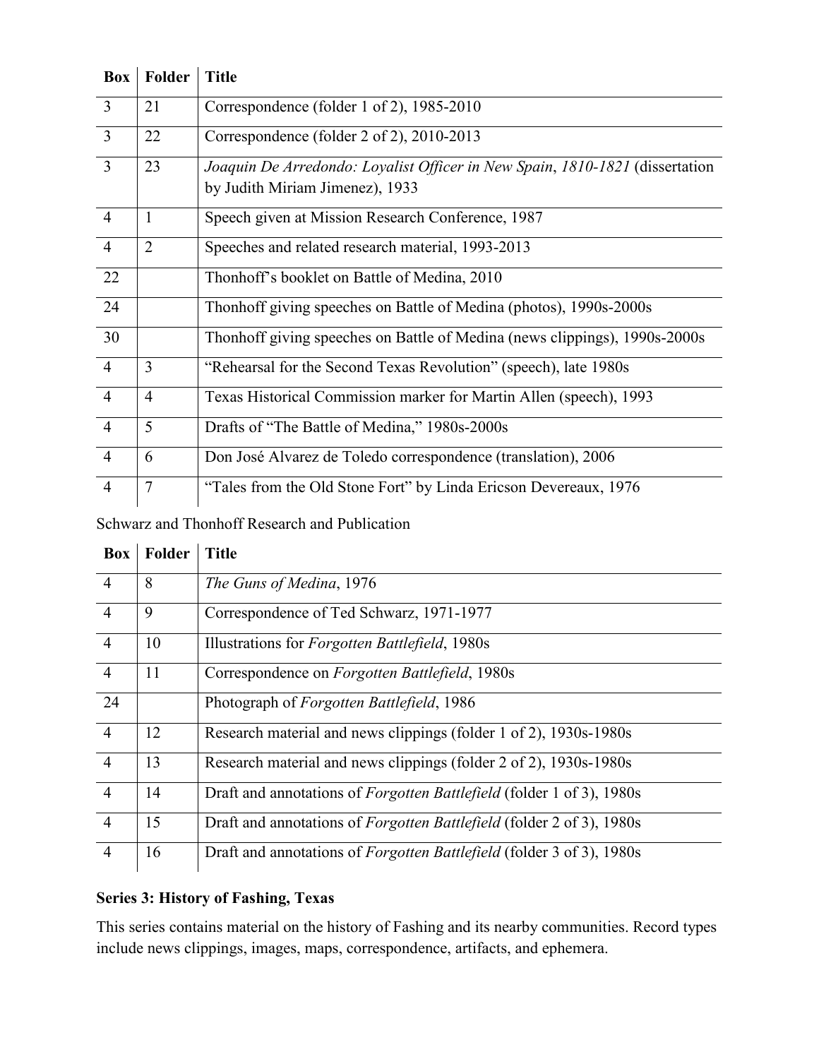| Box | Folder | Title |
| --- | --- | --- |
| 3 | 21 | Correspondence (folder 1 of 2), 1985-2010 |
| 3 | 22 | Correspondence (folder 2 of 2), 2010-2013 |
| 3 | 23 | *Joaquin De Arredondo: Loyalist Officer in New Spain, 1810-1821* (dissertation by Judith Miriam Jimenez), 1933 |
| 4 | 1 | Speech given at Mission Research Conference, 1987 |
| 4 | 2 | Speeches and related research material, 1993-2013 |
| 22 | | Thonhoff's booklet on Battle of Medina, 2010 |
| 24 | | Thonhoff giving speeches on Battle of Medina (photos), 1990s-2000s |
| 30 | | Thonhoff giving speeches on Battle of Medina (news clippings), 1990s-2000s |
| 4 | 3 | "Rehearsal for the Second Texas Revolution" (speech), late 1980s |
| 4 | 4 | Texas Historical Commission marker for Martin Allen (speech), 1993 |
| 4 | 5 | Drafts of "The Battle of Medina," 1980s-2000s |
| 4 | 6 | Don José Alvarez de Toledo correspondence (translation), 2006 |
| 4 | 7 | "Tales from the Old Stone Fort" by Linda Ericson Devereaux, 1976 |

Schwarz and Thonhoff Research and Publication

| Box | Folder | Title |
| --- | --- | --- |
| 4 | 8 | *The Guns of Medina*, 1976 |
| 4 | 9 | Correspondence of Ted Schwarz, 1971-1977 |
| 4 | 10 | Illustrations for *Forgotten Battlefield*, 1980s |
| 4 | 11 | Correspondence on *Forgotten Battlefield*, 1980s |
| 24 | | Photograph of *Forgotten Battlefield*, 1986 |
| 4 | 12 | Research material and news clippings (folder 1 of 2), 1930s-1980s |
| 4 | 13 | Research material and news clippings (folder 2 of 2), 1930s-1980s |
| 4 | 14 | Draft and annotations of *Forgotten Battlefield* (folder 1 of 3), 1980s |
| 4 | 15 | Draft and annotations of *Forgotten Battlefield* (folder 2 of 3), 1980s |
| 4 | 16 | Draft and annotations of *Forgotten Battlefield* (folder 3 of 3), 1980s |

### Series 3: History of Fashing, Texas

This series contains material on the history of Fashing and its nearby communities. Record types include news clippings, images, maps, correspondence, artifacts, and ephemera.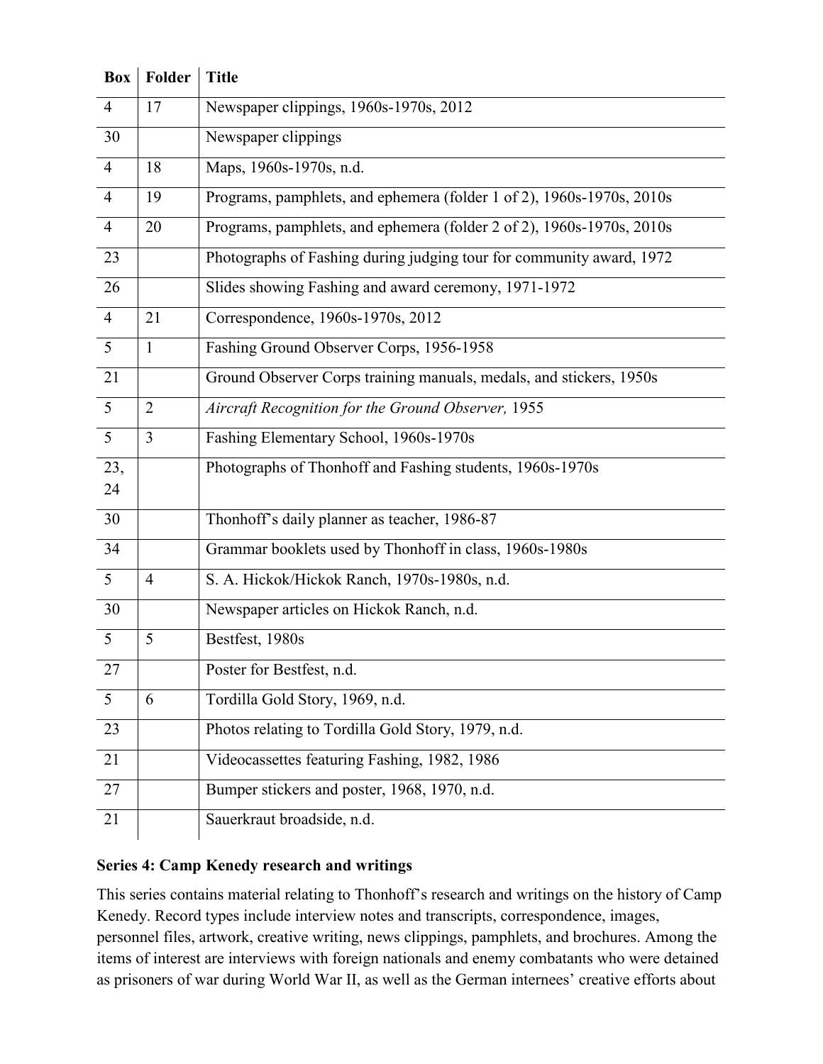| Box | Folder | Title |
|---|---|---|
| 4 | 17 | Newspaper clippings, 1960s-1970s, 2012 |
| 30 | | Newspaper clippings |
| 4 | 18 | Maps, 1960s-1970s, n.d. |
| 4 | 19 | Programs, pamphlets, and ephemera (folder 1 of 2), 1960s-1970s, 2010s |
| 4 | 20 | Programs, pamphlets, and ephemera (folder 2 of 2), 1960s-1970s, 2010s |
| 23 | | Photographs of Fashing during judging tour for community award, 1972 |
| 26 | | Slides showing Fashing and award ceremony, 1971-1972 |
| 4 | 21 | Correspondence, 1960s-1970s, 2012 |
| 5 | 1 | Fashing Ground Observer Corps, 1956-1958 |
| 21 | | Ground Observer Corps training manuals, medals, and stickers, 1950s |
| 5 | 2 | *Aircraft Recognition for the Ground Observer,* 1955 |
| 5 | 3 | Fashing Elementary School, 1960s-1970s |
| 23, 24 | | Photographs of Thonhoff and Fashing students, 1960s-1970s |
| 30 | | Thonhoff's daily planner as teacher, 1986-87 |
| 34 | | Grammar booklets used by Thonhoff in class, 1960s-1980s |
| 5 | 4 | S. A. Hickok/Hickok Ranch, 1970s-1980s, n.d. |
| 30 | | Newspaper articles on Hickok Ranch, n.d. |
| 5 | 5 | Bestfest, 1980s |
| 27 | | Poster for Bestfest, n.d. |
| 5 | 6 | Tordilla Gold Story, 1969, n.d. |
| 23 | | Photos relating to Tordilla Gold Story, 1979, n.d. |
| 21 | | Videocassettes featuring Fashing, 1982, 1986 |
| 27 | | Bumper stickers and poster, 1968, 1970, n.d. |
| 21 | | Sauerkraut broadside, n.d. |

**Series 4: Camp Kenedy research and writings**

This series contains material relating to Thonhoff's research and writings on the history of Camp Kenedy. Record types include interview notes and transcripts, correspondence, images, personnel files, artwork, creative writing, news clippings, pamphlets, and brochures. Among the items of interest are interviews with foreign nationals and enemy combatants who were detained as prisoners of war during World War II, as well as the German internees' creative efforts about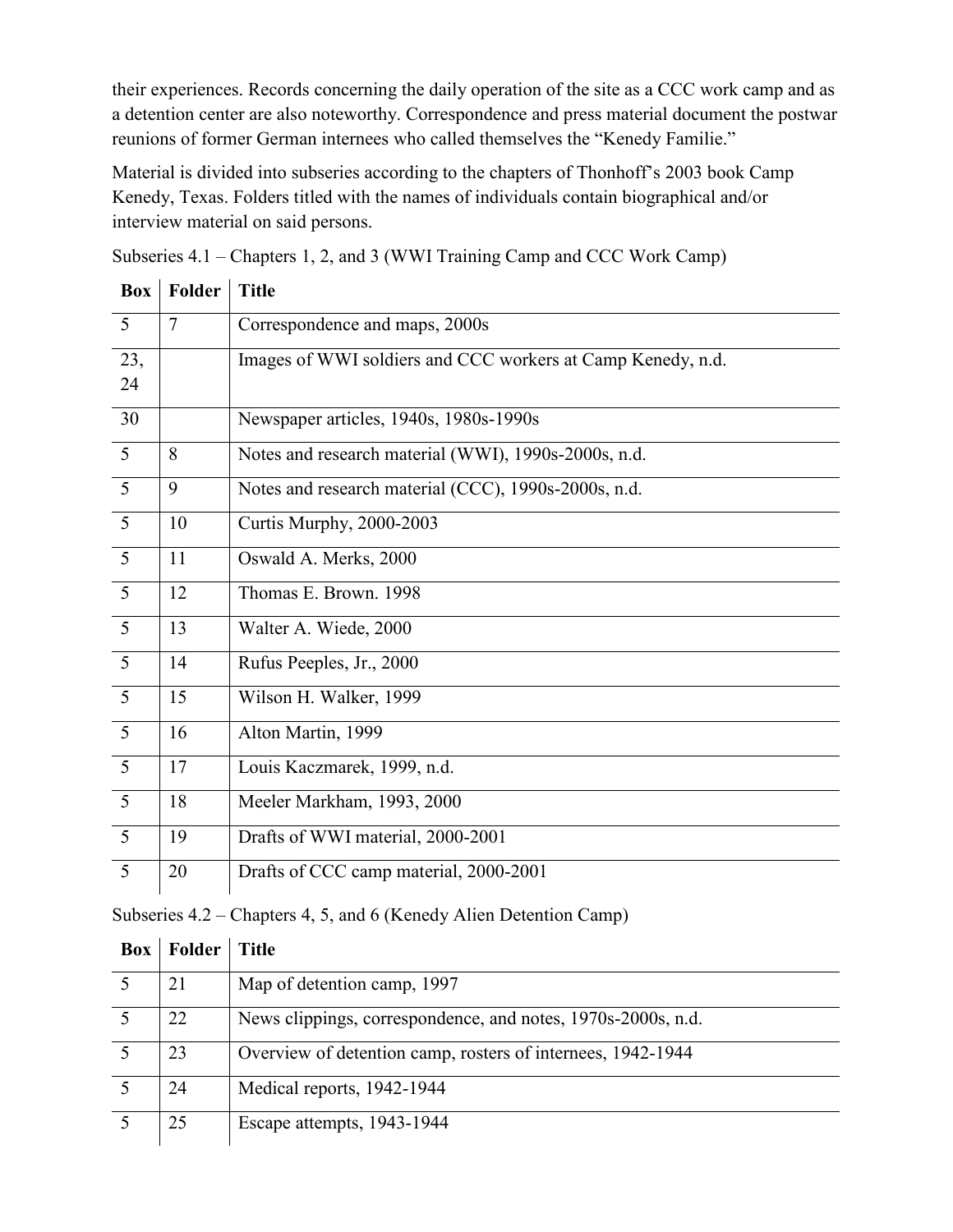their experiences. Records concerning the daily operation of the site as a CCC work camp and as a detention center are also noteworthy. Correspondence and press material document the postwar reunions of former German internees who called themselves the "Kenedy Familie."

Material is divided into subseries according to the chapters of Thonhoff's 2003 book Camp Kenedy, Texas. Folders titled with the names of individuals contain biographical and/or interview material on said persons.

Subseries 4.1 – Chapters 1, 2, and 3 (WWI Training Camp and CCC Work Camp)

| Box | Folder | Title |
|---|---|---|
| 5 | 7 | Correspondence and maps, 2000s |
| 23, 24 | | Images of WWI soldiers and CCC workers at Camp Kenedy, n.d. |
| 30 | | Newspaper articles, 1940s, 1980s-1990s |
| 5 | 8 | Notes and research material (WWI), 1990s-2000s, n.d. |
| 5 | 9 | Notes and research material (CCC), 1990s-2000s, n.d. |
| 5 | 10 | Curtis Murphy, 2000-2003 |
| 5 | 11 | Oswald A. Merks, 2000 |
| 5 | 12 | Thomas E. Brown. 1998 |
| 5 | 13 | Walter A. Wiede, 2000 |
| 5 | 14 | Rufus Peeples, Jr., 2000 |
| 5 | 15 | Wilson H. Walker, 1999 |
| 5 | 16 | Alton Martin, 1999 |
| 5 | 17 | Louis Kaczmarek, 1999, n.d. |
| 5 | 18 | Meeler Markham, 1993, 2000 |
| 5 | 19 | Drafts of WWI material, 2000-2001 |
| 5 | 20 | Drafts of CCC camp material, 2000-2001 |

Subseries 4.2 – Chapters 4, 5, and 6 (Kenedy Alien Detention Camp)

| Box | Folder | Title |
|---|---|---|
| 5 | 21 | Map of detention camp, 1997 |
| 5 | 22 | News clippings, correspondence, and notes, 1970s-2000s, n.d. |
| 5 | 23 | Overview of detention camp, rosters of internees, 1942-1944 |
| 5 | 24 | Medical reports, 1942-1944 |
| 5 | 25 | Escape attempts, 1943-1944 |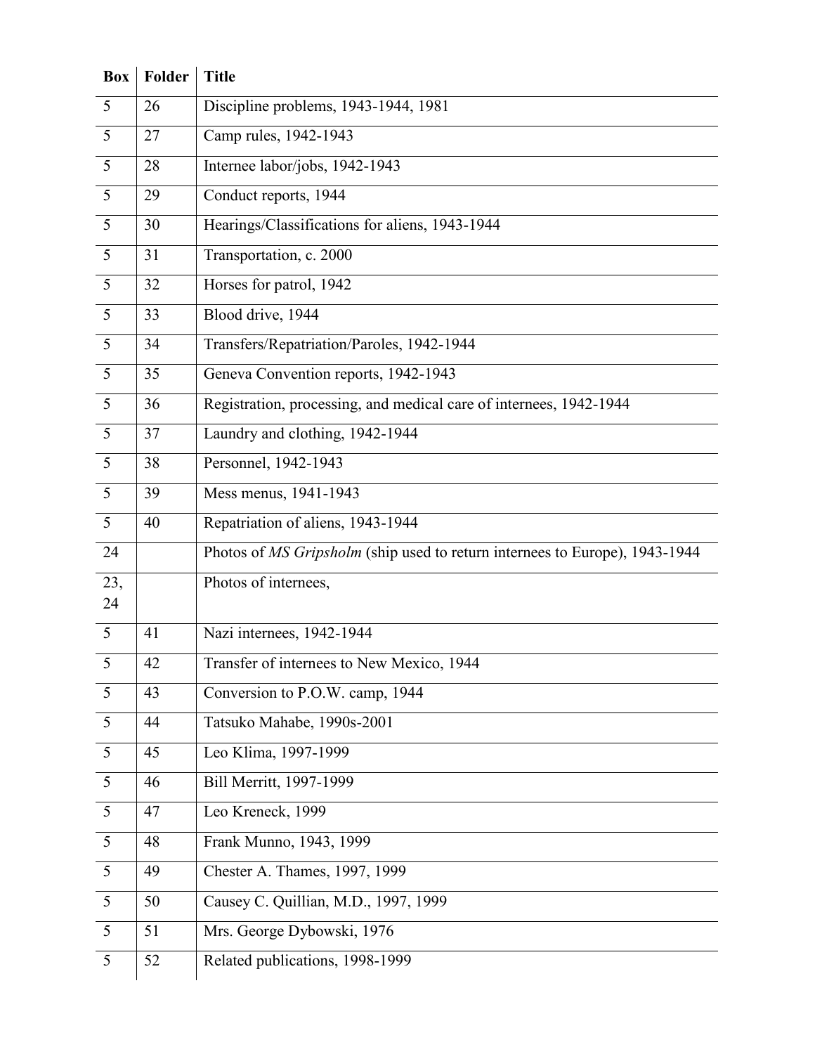| Box | Folder | Title |
|---|---|---|
| 5 | 26 | Discipline problems, 1943-1944, 1981 |
| 5 | 27 | Camp rules, 1942-1943 |
| 5 | 28 | Internee labor/jobs, 1942-1943 |
| 5 | 29 | Conduct reports, 1944 |
| 5 | 30 | Hearings/Classifications for aliens, 1943-1944 |
| 5 | 31 | Transportation, c. 2000 |
| 5 | 32 | Horses for patrol, 1942 |
| 5 | 33 | Blood drive, 1944 |
| 5 | 34 | Transfers/Repatriation/Paroles, 1942-1944 |
| 5 | 35 | Geneva Convention reports, 1942-1943 |
| 5 | 36 | Registration, processing, and medical care of internees, 1942-1944 |
| 5 | 37 | Laundry and clothing, 1942-1944 |
| 5 | 38 | Personnel, 1942-1943 |
| 5 | 39 | Mess menus, 1941-1943 |
| 5 | 40 | Repatriation of aliens, 1943-1944 |
| 24 | | Photos of *MS Gripsholm* (ship used to return internees to Europe), 1943-1944 |
| 23, 24 | | Photos of internees, |
| 5 | 41 | Nazi internees, 1942-1944 |
| 5 | 42 | Transfer of internees to New Mexico, 1944 |
| 5 | 43 | Conversion to P.O.W. camp, 1944 |
| 5 | 44 | Tatsuko Mahabe, 1990s-2001 |
| 5 | 45 | Leo Klima, 1997-1999 |
| 5 | 46 | Bill Merritt, 1997-1999 |
| 5 | 47 | Leo Kreneck, 1999 |
| 5 | 48 | Frank Munno, 1943, 1999 |
| 5 | 49 | Chester A. Thames, 1997, 1999 |
| 5 | 50 | Causey C. Quillian, M.D., 1997, 1999 |
| 5 | 51 | Mrs. George Dybowski, 1976 |
| 5 | 52 | Related publications, 1998-1999 |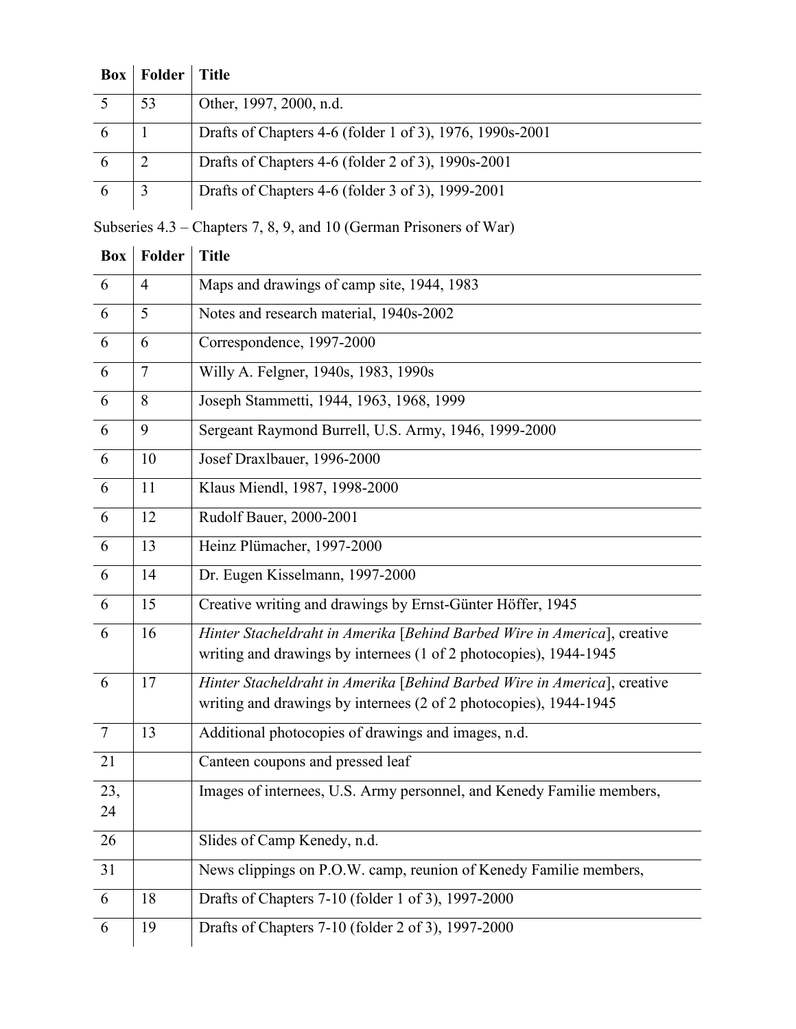| Box | Folder | Title |
|---|---|---|
| 5 | 53 | Other, 1997, 2000, n.d. |
| 6 | 1 | Drafts of Chapters 4-6 (folder 1 of 3), 1976, 1990s-2001 |
| 6 | 2 | Drafts of Chapters 4-6 (folder 2 of 3), 1990s-2001 |
| 6 | 3 | Drafts of Chapters 4-6 (folder 3 of 3), 1999-2001 |

Subseries 4.3 – Chapters 7, 8, 9, and 10 (German Prisoners of War)

| Box | Folder | Title |
|---|---|---|
| 6 | 4 | Maps and drawings of camp site, 1944, 1983 |
| 6 | 5 | Notes and research material, 1940s-2002 |
| 6 | 6 | Correspondence, 1997-2000 |
| 6 | 7 | Willy A. Felgner, 1940s, 1983, 1990s |
| 6 | 8 | Joseph Stammetti, 1944, 1963, 1968, 1999 |
| 6 | 9 | Sergeant Raymond Burrell, U.S. Army, 1946, 1999-2000 |
| 6 | 10 | Josef Draxlbauer, 1996-2000 |
| 6 | 11 | Klaus Miendl, 1987, 1998-2000 |
| 6 | 12 | Rudolf Bauer, 2000-2001 |
| 6 | 13 | Heinz Plümacher, 1997-2000 |
| 6 | 14 | Dr. Eugen Kisselmann, 1997-2000 |
| 6 | 15 | Creative writing and drawings by Ernst-Günter Höffer, 1945 |
| 6 | 16 | *Hinter Stacheldraht in Amerika* [*Behind Barbed Wire in America*], creative writing and drawings by internees (1 of 2 photocopies), 1944-1945 |
| 6 | 17 | *Hinter Stacheldraht in Amerika* [*Behind Barbed Wire in America*], creative writing and drawings by internees (2 of 2 photocopies), 1944-1945 |
| 7 | 13 | Additional photocopies of drawings and images, n.d. |
| 21 | | Canteen coupons and pressed leaf |
| 23, 24 | | Images of internees, U.S. Army personnel, and Kenedy Familie members, |
| 26 | | Slides of Camp Kenedy, n.d. |
| 31 | | News clippings on P.O.W. camp, reunion of Kenedy Familie members, |
| 6 | 18 | Drafts of Chapters 7-10 (folder 1 of 3), 1997-2000 |
| 6 | 19 | Drafts of Chapters 7-10 (folder 2 of 3), 1997-2000 |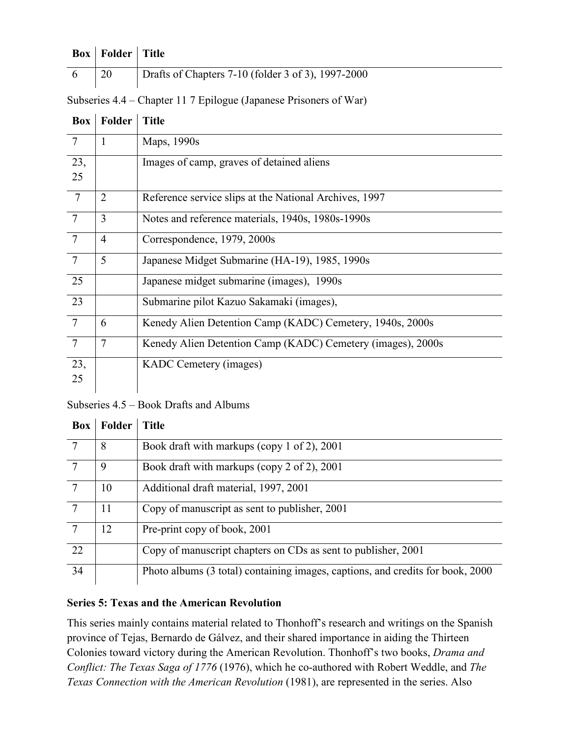| Box | Folder | Title |
|---|---|---|
| 6 | 20 | Drafts of Chapters 7-10 (folder 3 of 3), 1997-2000 |

Subseries 4.4 – Chapter 11 7 Epilogue (Japanese Prisoners of War)

| Box | Folder | Title |
|---|---|---|
| 7 | 1 | Maps, 1990s |
| 23, 25 | | Images of camp, graves of detained aliens |
| 7 | 2 | Reference service slips at the National Archives, 1997 |
| 7 | 3 | Notes and reference materials, 1940s, 1980s-1990s |
| 7 | 4 | Correspondence, 1979, 2000s |
| 7 | 5 | Japanese Midget Submarine (HA-19), 1985, 1990s |
| 25 | | Japanese midget submarine (images), 1990s |
| 23 | | Submarine pilot Kazuo Sakamaki (images), |
| 7 | 6 | Kenedy Alien Detention Camp (KADC) Cemetery, 1940s, 2000s |
| 7 | 7 | Kenedy Alien Detention Camp (KADC) Cemetery (images), 2000s |
| 23, 25 | | KADC Cemetery (images) |

Subseries 4.5 – Book Drafts and Albums

| Box | Folder | Title |
|---|---|---|
| 7 | 8 | Book draft with markups (copy 1 of 2), 2001 |
| 7 | 9 | Book draft with markups (copy 2 of 2), 2001 |
| 7 | 10 | Additional draft material, 1997, 2001 |
| 7 | 11 | Copy of manuscript as sent to publisher, 2001 |
| 7 | 12 | Pre-print copy of book, 2001 |
| 22 | | Copy of manuscript chapters on CDs as sent to publisher, 2001 |
| 34 | | Photo albums (3 total) containing images, captions, and credits for book, 2000 |

**Series 5: Texas and the American Revolution**

This series mainly contains material related to Thonhoff's research and writings on the Spanish province of Tejas, Bernardo de Gálvez, and their shared importance in aiding the Thirteen Colonies toward victory during the American Revolution. Thonhoff's two books, *Drama and Conflict: The Texas Saga of 1776* (1976), which he co-authored with Robert Weddle, and *The Texas Connection with the American Revolution* (1981), are represented in the series. Also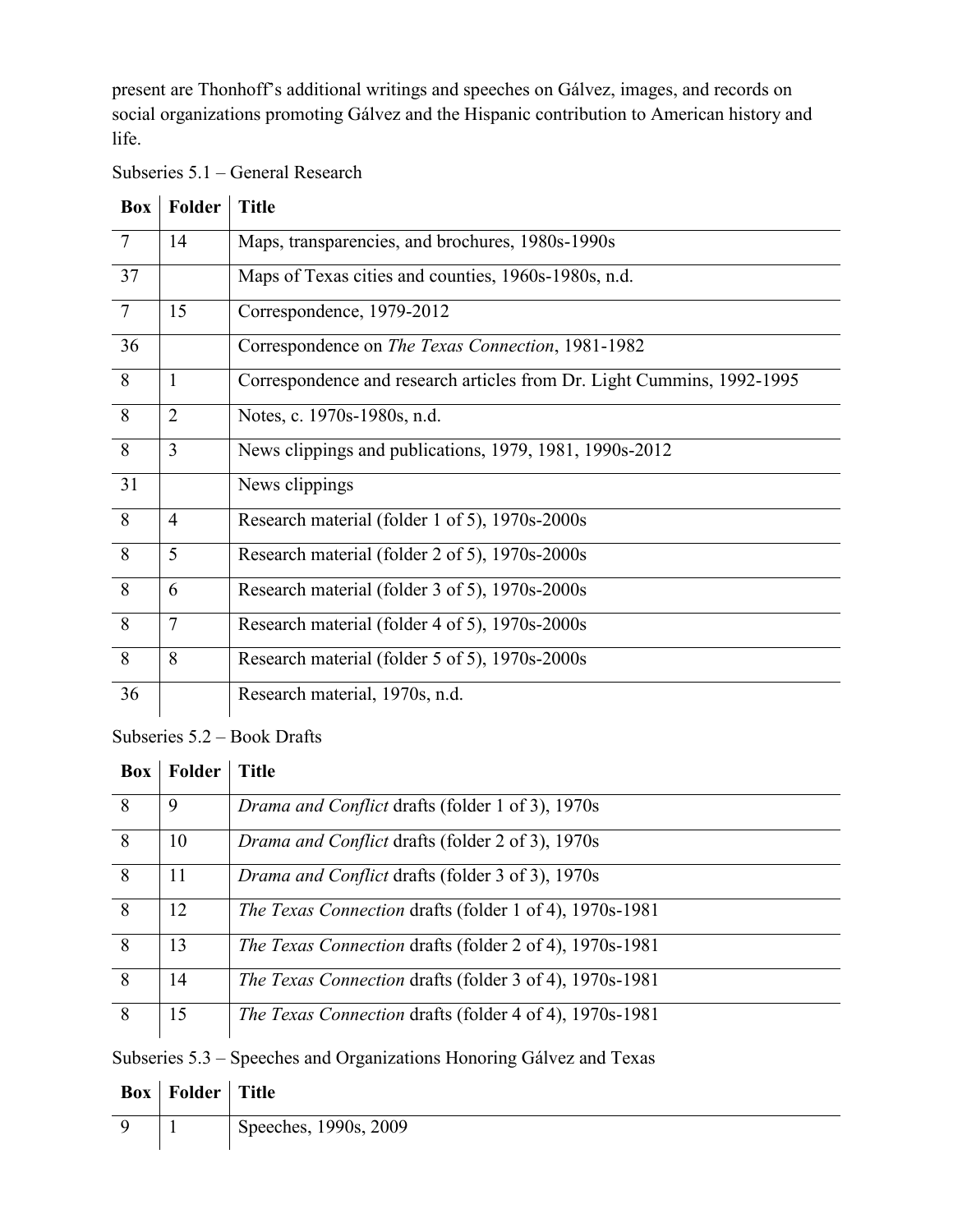present are Thonhoff's additional writings and speeches on Gálvez, images, and records on social organizations promoting Gálvez and the Hispanic contribution to American history and life.

Subseries 5.1 – General Research

| Box | Folder | Title |
|---|---|---|
| 7 | 14 | Maps, transparencies, and brochures, 1980s-1990s |
| 37 | | Maps of Texas cities and counties, 1960s-1980s, n.d. |
| 7 | 15 | Correspondence, 1979-2012 |
| 36 | | Correspondence on *The Texas Connection*, 1981-1982 |
| 8 | 1 | Correspondence and research articles from Dr. Light Cummins, 1992-1995 |
| 8 | 2 | Notes, c. 1970s-1980s, n.d. |
| 8 | 3 | News clippings and publications, 1979, 1981, 1990s-2012 |
| 31 | | News clippings |
| 8 | 4 | Research material (folder 1 of 5), 1970s-2000s |
| 8 | 5 | Research material (folder 2 of 5), 1970s-2000s |
| 8 | 6 | Research material (folder 3 of 5), 1970s-2000s |
| 8 | 7 | Research material (folder 4 of 5), 1970s-2000s |
| 8 | 8 | Research material (folder 5 of 5), 1970s-2000s |
| 36 | | Research material, 1970s, n.d. |

Subseries 5.2 – Book Drafts

| Box | Folder | Title |
|---|---|---|
| 8 | 9 | *Drama and Conflict* drafts (folder 1 of 3), 1970s |
| 8 | 10 | *Drama and Conflict* drafts (folder 2 of 3), 1970s |
| 8 | 11 | *Drama and Conflict* drafts (folder 3 of 3), 1970s |
| 8 | 12 | *The Texas Connection* drafts (folder 1 of 4), 1970s-1981 |
| 8 | 13 | *The Texas Connection* drafts (folder 2 of 4), 1970s-1981 |
| 8 | 14 | *The Texas Connection* drafts (folder 3 of 4), 1970s-1981 |
| 8 | 15 | *The Texas Connection* drafts (folder 4 of 4), 1970s-1981 |

Subseries 5.3 – Speeches and Organizations Honoring Gálvez and Texas

| Box | Folder | Title |
|---|---|---|
| 9 | 1 | Speeches, 1990s, 2009 |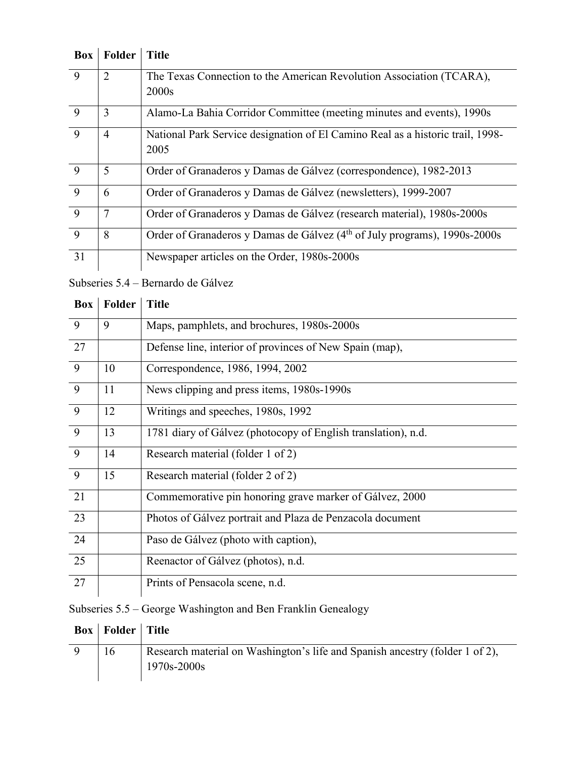| Box | Folder | Title |
|---|---|---|
| 9 | 2 | The Texas Connection to the American Revolution Association (TCARA), 2000s |
| 9 | 3 | Alamo-La Bahia Corridor Committee (meeting minutes and events), 1990s |
| 9 | 4 | National Park Service designation of El Camino Real as a historic trail, 1998-2005 |
| 9 | 5 | Order of Granaderos y Damas de Gálvez (correspondence), 1982-2013 |
| 9 | 6 | Order of Granaderos y Damas de Gálvez (newsletters), 1999-2007 |
| 9 | 7 | Order of Granaderos y Damas de Gálvez (research material), 1980s-2000s |
| 9 | 8 | Order of Granaderos y Damas de Gálvez (4th of July programs), 1990s-2000s |
| 31 | | Newspaper articles on the Order, 1980s-2000s |

Subseries 5.4 – Bernardo de Gálvez

| Box | Folder | Title |
|---|---|---|
| 9 | 9 | Maps, pamphlets, and brochures, 1980s-2000s |
| 27 | | Defense line, interior of provinces of New Spain (map), |
| 9 | 10 | Correspondence, 1986, 1994, 2002 |
| 9 | 11 | News clipping and press items, 1980s-1990s |
| 9 | 12 | Writings and speeches, 1980s, 1992 |
| 9 | 13 | 1781 diary of Gálvez (photocopy of English translation), n.d. |
| 9 | 14 | Research material (folder 1 of 2) |
| 9 | 15 | Research material (folder 2 of 2) |
| 21 | | Commemorative pin honoring grave marker of Gálvez, 2000 |
| 23 | | Photos of Gálvez portrait and Plaza de Penzacola document |
| 24 | | Paso de Gálvez (photo with caption), |
| 25 | | Reenactor of Gálvez (photos), n.d. |
| 27 | | Prints of Pensacola scene, n.d. |

Subseries 5.5 – George Washington and Ben Franklin Genealogy

| Box | Folder | Title |
|---|---|---|
| 9 | 16 | Research material on Washington's life and Spanish ancestry (folder 1 of 2), 1970s-2000s |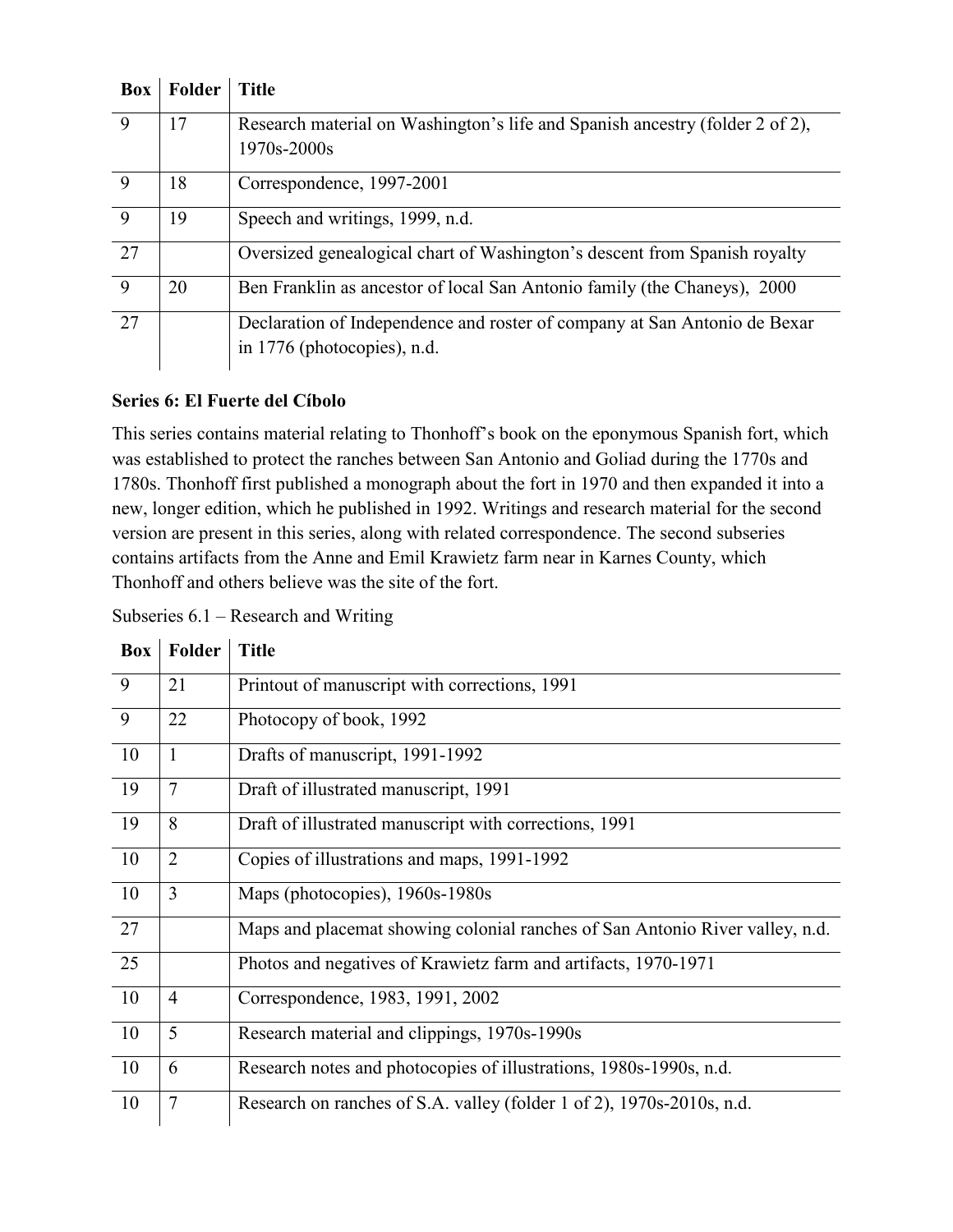| Box | Folder | Title |
|---|---|---|
| 9 | 17 | Research material on Washington's life and Spanish ancestry (folder 2 of 2), 1970s-2000s |
| 9 | 18 | Correspondence, 1997-2001 |
| 9 | 19 | Speech and writings, 1999, n.d. |
| 27 | | Oversized genealogical chart of Washington's descent from Spanish royalty |
| 9 | 20 | Ben Franklin as ancestor of local San Antonio family (the Chaneys), 2000 |
| 27 | | Declaration of Independence and roster of company at San Antonio de Bexar in 1776 (photocopies), n.d. |

**Series 6: El Fuerte del Cíbolo**

This series contains material relating to Thonhoff's book on the eponymous Spanish fort, which was established to protect the ranches between San Antonio and Goliad during the 1770s and 1780s. Thonhoff first published a monograph about the fort in 1970 and then expanded it into a new, longer edition, which he published in 1992. Writings and research material for the second version are present in this series, along with related correspondence. The second subseries contains artifacts from the Anne and Emil Krawietz farm near in Karnes County, which Thonhoff and others believe was the site of the fort.

Subseries 6.1 – Research and Writing

| Box | Folder | Title |
|---|---|---|
| 9 | 21 | Printout of manuscript with corrections, 1991 |
| 9 | 22 | Photocopy of book, 1992 |
| 10 | 1 | Drafts of manuscript, 1991-1992 |
| 19 | 7 | Draft of illustrated manuscript, 1991 |
| 19 | 8 | Draft of illustrated manuscript with corrections, 1991 |
| 10 | 2 | Copies of illustrations and maps, 1991-1992 |
| 10 | 3 | Maps (photocopies), 1960s-1980s |
| 27 | | Maps and placemat showing colonial ranches of San Antonio River valley, n.d. |
| 25 | | Photos and negatives of Krawietz farm and artifacts, 1970-1971 |
| 10 | 4 | Correspondence, 1983, 1991, 2002 |
| 10 | 5 | Research material and clippings, 1970s-1990s |
| 10 | 6 | Research notes and photocopies of illustrations, 1980s-1990s, n.d. |
| 10 | 7 | Research on ranches of S.A. valley (folder 1 of 2), 1970s-2010s, n.d. |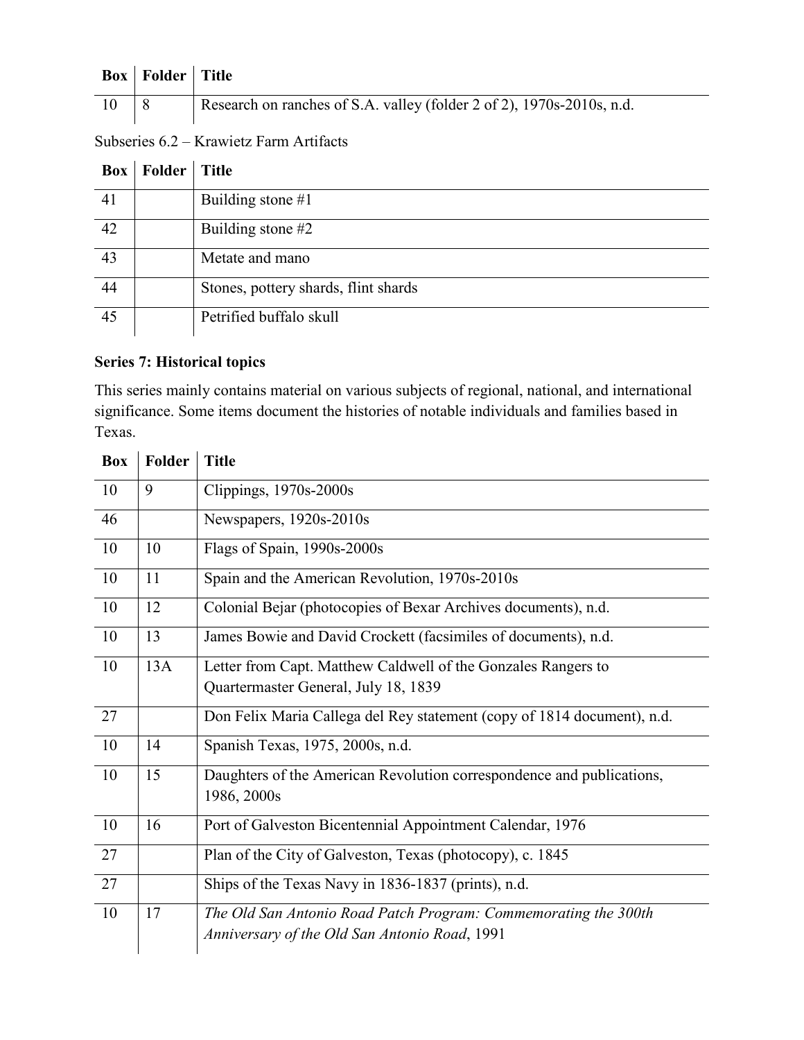| Box | Folder | Title |
|---|---|---|
| 10 | 8 | Research on ranches of S.A. valley (folder 2 of 2), 1970s-2010s, n.d. |

Subseries 6.2 – Krawietz Farm Artifacts

| Box | Folder | Title |
|---|---|---|
| 41 | | Building stone #1 |
| 42 | | Building stone #2 |
| 43 | | Metate and mano |
| 44 | | Stones, pottery shards, flint shards |
| 45 | | Petrified buffalo skull |

### Series 7: Historical topics

This series mainly contains material on various subjects of regional, national, and international significance. Some items document the histories of notable individuals and families based in Texas.

| Box | Folder | Title |
|---|---|---|
| 10 | 9 | Clippings, 1970s-2000s |
| 46 | | Newspapers, 1920s-2010s |
| 10 | 10 | Flags of Spain, 1990s-2000s |
| 10 | 11 | Spain and the American Revolution, 1970s-2010s |
| 10 | 12 | Colonial Bejar (photocopies of Bexar Archives documents), n.d. |
| 10 | 13 | James Bowie and David Crockett (facsimiles of documents), n.d. |
| 10 | 13A | Letter from Capt. Matthew Caldwell of the Gonzales Rangers to Quartermaster General, July 18, 1839 |
| 27 | | Don Felix Maria Callega del Rey statement (copy of 1814 document), n.d. |
| 10 | 14 | Spanish Texas, 1975, 2000s, n.d. |
| 10 | 15 | Daughters of the American Revolution correspondence and publications, 1986, 2000s |
| 10 | 16 | Port of Galveston Bicentennial Appointment Calendar, 1976 |
| 27 | | Plan of the City of Galveston, Texas (photocopy), c. 1845 |
| 27 | | Ships of the Texas Navy in 1836-1837 (prints), n.d. |
| 10 | 17 | *The Old San Antonio Road Patch Program: Commemorating the 300th Anniversary of the Old San Antonio Road*, 1991 |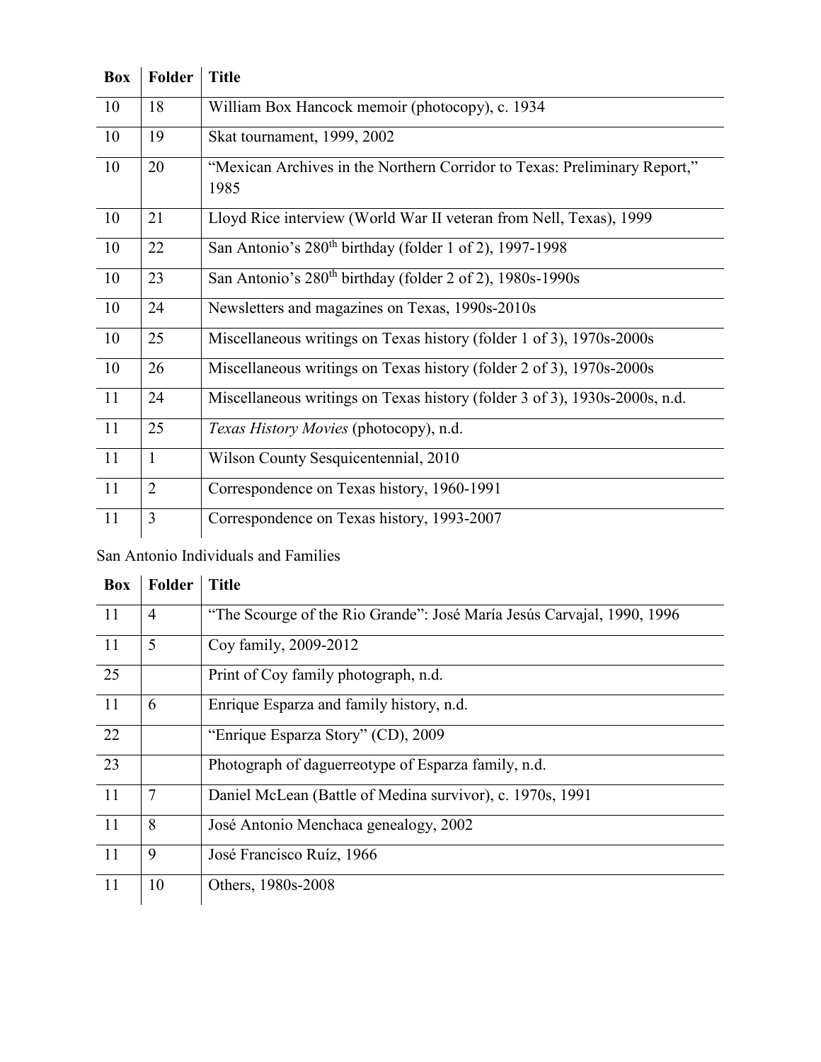| Box | Folder | Title |
| --- | --- | --- |
| 10 | 18 | William Box Hancock memoir (photocopy), c. 1934 |
| 10 | 19 | Skat tournament, 1999, 2002 |
| 10 | 20 | "Mexican Archives in the Northern Corridor to Texas: Preliminary Report," 1985 |
| 10 | 21 | Lloyd Rice interview (World War II veteran from Nell, Texas), 1999 |
| 10 | 22 | San Antonio's 280th birthday (folder 1 of 2), 1997-1998 |
| 10 | 23 | San Antonio's 280th birthday (folder 2 of 2), 1980s-1990s |
| 10 | 24 | Newsletters and magazines on Texas, 1990s-2010s |
| 10 | 25 | Miscellaneous writings on Texas history (folder 1 of 3), 1970s-2000s |
| 10 | 26 | Miscellaneous writings on Texas history (folder 2 of 3), 1970s-2000s |
| 11 | 24 | Miscellaneous writings on Texas history (folder 3 of 3), 1930s-2000s, n.d. |
| 11 | 25 | *Texas History Movies* (photocopy), n.d. |
| 11 | 1 | Wilson County Sesquicentennial, 2010 |
| 11 | 2 | Correspondence on Texas history, 1960-1991 |
| 11 | 3 | Correspondence on Texas history, 1993-2007 |

San Antonio Individuals and Families

| Box | Folder | Title |
| --- | --- | --- |
| 11 | 4 | "The Scourge of the Rio Grande": José María Jesús Carvajal, 1990, 1996 |
| 11 | 5 | Coy family, 2009-2012 |
| 25 | | Print of Coy family photograph, n.d. |
| 11 | 6 | Enrique Esparza and family history, n.d. |
| 22 | | "Enrique Esparza Story" (CD), 2009 |
| 23 | | Photograph of daguerreotype of Esparza family, n.d. |
| 11 | 7 | Daniel McLean (Battle of Medina survivor), c. 1970s, 1991 |
| 11 | 8 | José Antonio Menchaca genealogy, 2002 |
| 11 | 9 | José Francisco Ruíz, 1966 |
| 11 | 10 | Others, 1980s-2008 |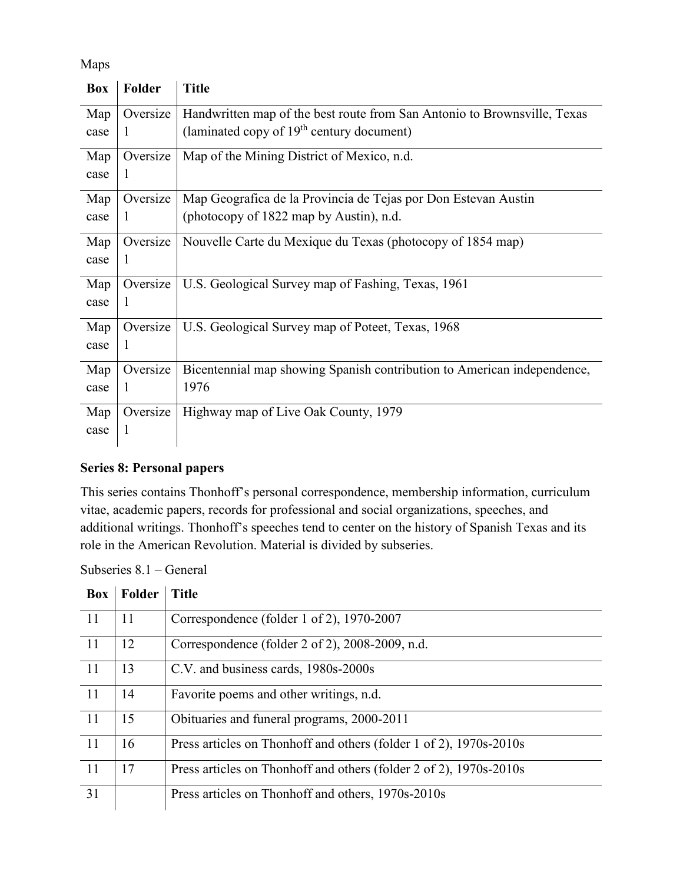Maps

| Box | Folder | Title |
|---|---|---|
| Map case | Oversize 1 | Handwritten map of the best route from San Antonio to Brownsville, Texas (laminated copy of 19th century document) |
| Map case | Oversize 1 | Map of the Mining District of Mexico, n.d. |
| Map case | Oversize 1 | Map Geografica de la Provincia de Tejas por Don Estevan Austin (photocopy of 1822 map by Austin), n.d. |
| Map case | Oversize 1 | Nouvelle Carte du Mexique du Texas (photocopy of 1854 map) |
| Map case | Oversize 1 | U.S. Geological Survey map of Fashing, Texas, 1961 |
| Map case | Oversize 1 | U.S. Geological Survey map of Poteet, Texas, 1968 |
| Map case | Oversize 1 | Bicentennial map showing Spanish contribution to American independence, 1976 |
| Map case | Oversize 1 | Highway map of Live Oak County, 1979 |

**Series 8: Personal papers**

This series contains Thonhoff's personal correspondence, membership information, curriculum vitae, academic papers, records for professional and social organizations, speeches, and additional writings. Thonhoff's speeches tend to center on the history of Spanish Texas and its role in the American Revolution. Material is divided by subseries.

Subseries 8.1 – General

| Box | Folder | Title |
|---|---|---|
| 11 | 11 | Correspondence (folder 1 of 2), 1970-2007 |
| 11 | 12 | Correspondence (folder 2 of 2), 2008-2009, n.d. |
| 11 | 13 | C.V. and business cards, 1980s-2000s |
| 11 | 14 | Favorite poems and other writings, n.d. |
| 11 | 15 | Obituaries and funeral programs, 2000-2011 |
| 11 | 16 | Press articles on Thonhoff and others (folder 1 of 2), 1970s-2010s |
| 11 | 17 | Press articles on Thonhoff and others (folder 2 of 2), 1970s-2010s |
| 31 | | Press articles on Thonhoff and others, 1970s-2010s |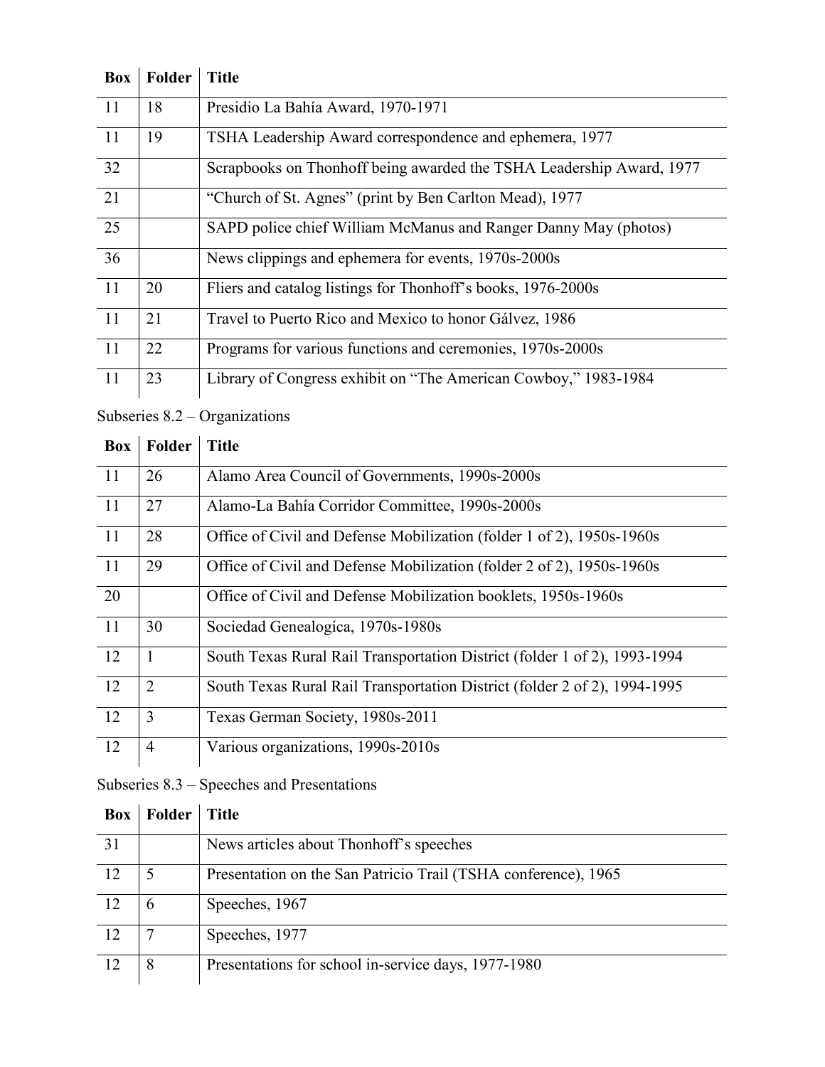| Box | Folder | Title |
|---|---|---|
| 11 | 18 | Presidio La Bahía Award, 1970-1971 |
| 11 | 19 | TSHA Leadership Award correspondence and ephemera, 1977 |
| 32 | | Scrapbooks on Thonhoff being awarded the TSHA Leadership Award, 1977 |
| 21 | | "Church of St. Agnes" (print by Ben Carlton Mead), 1977 |
| 25 | | SAPD police chief William McManus and Ranger Danny May (photos) |
| 36 | | News clippings and ephemera for events, 1970s-2000s |
| 11 | 20 | Fliers and catalog listings for Thonhoff's books, 1976-2000s |
| 11 | 21 | Travel to Puerto Rico and Mexico to honor Gálvez, 1986 |
| 11 | 22 | Programs for various functions and ceremonies, 1970s-2000s |
| 11 | 23 | Library of Congress exhibit on "The American Cowboy," 1983-1984 |

Subseries 8.2 – Organizations

| Box | Folder | Title |
|---|---|---|
| 11 | 26 | Alamo Area Council of Governments, 1990s-2000s |
| 11 | 27 | Alamo-La Bahía Corridor Committee, 1990s-2000s |
| 11 | 28 | Office of Civil and Defense Mobilization (folder 1 of 2), 1950s-1960s |
| 11 | 29 | Office of Civil and Defense Mobilization (folder 2 of 2), 1950s-1960s |
| 20 | | Office of Civil and Defense Mobilization booklets, 1950s-1960s |
| 11 | 30 | Sociedad Genealogíca, 1970s-1980s |
| 12 | 1 | South Texas Rural Rail Transportation District (folder 1 of 2), 1993-1994 |
| 12 | 2 | South Texas Rural Rail Transportation District (folder 2 of 2), 1994-1995 |
| 12 | 3 | Texas German Society, 1980s-2011 |
| 12 | 4 | Various organizations, 1990s-2010s |

Subseries 8.3 – Speeches and Presentations

| Box | Folder | Title |
|---|---|---|
| 31 | | News articles about Thonhoff's speeches |
| 12 | 5 | Presentation on the San Patricio Trail (TSHA conference), 1965 |
| 12 | 6 | Speeches, 1967 |
| 12 | 7 | Speeches, 1977 |
| 12 | 8 | Presentations for school in-service days, 1977-1980 |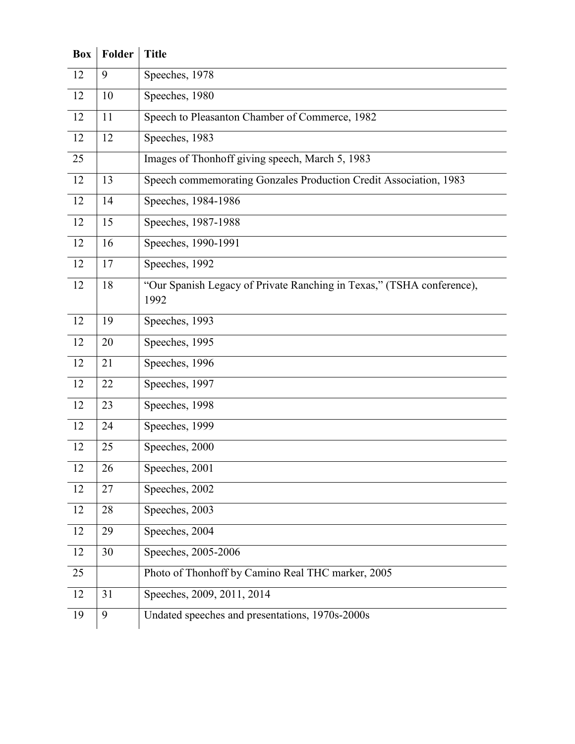| Box | Folder | Title |
|---|---|---|
| 12 | 9 | Speeches, 1978 |
| 12 | 10 | Speeches, 1980 |
| 12 | 11 | Speech to Pleasanton Chamber of Commerce, 1982 |
| 12 | 12 | Speeches, 1983 |
| 25 | | Images of Thonhoff giving speech, March 5, 1983 |
| 12 | 13 | Speech commemorating Gonzales Production Credit Association, 1983 |
| 12 | 14 | Speeches, 1984-1986 |
| 12 | 15 | Speeches, 1987-1988 |
| 12 | 16 | Speeches, 1990-1991 |
| 12 | 17 | Speeches, 1992 |
| 12 | 18 | "Our Spanish Legacy of Private Ranching in Texas," (TSHA conference), 1992 |
| 12 | 19 | Speeches, 1993 |
| 12 | 20 | Speeches, 1995 |
| 12 | 21 | Speeches, 1996 |
| 12 | 22 | Speeches, 1997 |
| 12 | 23 | Speeches, 1998 |
| 12 | 24 | Speeches, 1999 |
| 12 | 25 | Speeches, 2000 |
| 12 | 26 | Speeches, 2001 |
| 12 | 27 | Speeches, 2002 |
| 12 | 28 | Speeches, 2003 |
| 12 | 29 | Speeches, 2004 |
| 12 | 30 | Speeches, 2005-2006 |
| 25 | | Photo of Thonhoff by Camino Real THC marker, 2005 |
| 12 | 31 | Speeches, 2009, 2011, 2014 |
| 19 | 9 | Undated speeches and presentations, 1970s-2000s |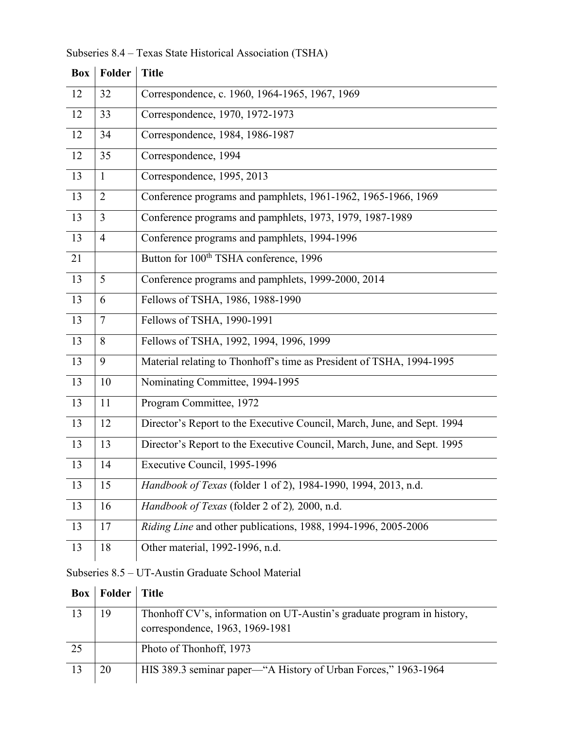Subseries 8.4 – Texas State Historical Association (TSHA)

| Box | Folder | Title |
|---|---|---|
| 12 | 32 | Correspondence, c. 1960, 1964-1965, 1967, 1969 |
| 12 | 33 | Correspondence, 1970, 1972-1973 |
| 12 | 34 | Correspondence, 1984, 1986-1987 |
| 12 | 35 | Correspondence, 1994 |
| 13 | 1 | Correspondence, 1995, 2013 |
| 13 | 2 | Conference programs and pamphlets, 1961-1962, 1965-1966, 1969 |
| 13 | 3 | Conference programs and pamphlets, 1973, 1979, 1987-1989 |
| 13 | 4 | Conference programs and pamphlets, 1994-1996 |
| 21 | | Button for 100th TSHA conference, 1996 |
| 13 | 5 | Conference programs and pamphlets, 1999-2000, 2014 |
| 13 | 6 | Fellows of TSHA, 1986, 1988-1990 |
| 13 | 7 | Fellows of TSHA, 1990-1991 |
| 13 | 8 | Fellows of TSHA, 1992, 1994, 1996, 1999 |
| 13 | 9 | Material relating to Thonhoff's time as President of TSHA, 1994-1995 |
| 13 | 10 | Nominating Committee, 1994-1995 |
| 13 | 11 | Program Committee, 1972 |
| 13 | 12 | Director's Report to the Executive Council, March, June, and Sept. 1994 |
| 13 | 13 | Director's Report to the Executive Council, March, June, and Sept. 1995 |
| 13 | 14 | Executive Council, 1995-1996 |
| 13 | 15 | *Handbook of Texas* (folder 1 of 2), 1984-1990, 1994, 2013, n.d. |
| 13 | 16 | *Handbook of Texas* (folder 2 of 2), 2000, n.d. |
| 13 | 17 | *Riding Line* and other publications, 1988, 1994-1996, 2005-2006 |
| 13 | 18 | Other material, 1992-1996, n.d. |

Subseries 8.5 – UT-Austin Graduate School Material

| Box | Folder | Title |
|---|---|---|
| 13 | 19 | Thonhoff CV's, information on UT-Austin's graduate program in history, correspondence, 1963, 1969-1981 |
| 25 | | Photo of Thonhoff, 1973 |
| 13 | 20 | HIS 389.3 seminar paper—"A History of Urban Forces," 1963-1964 |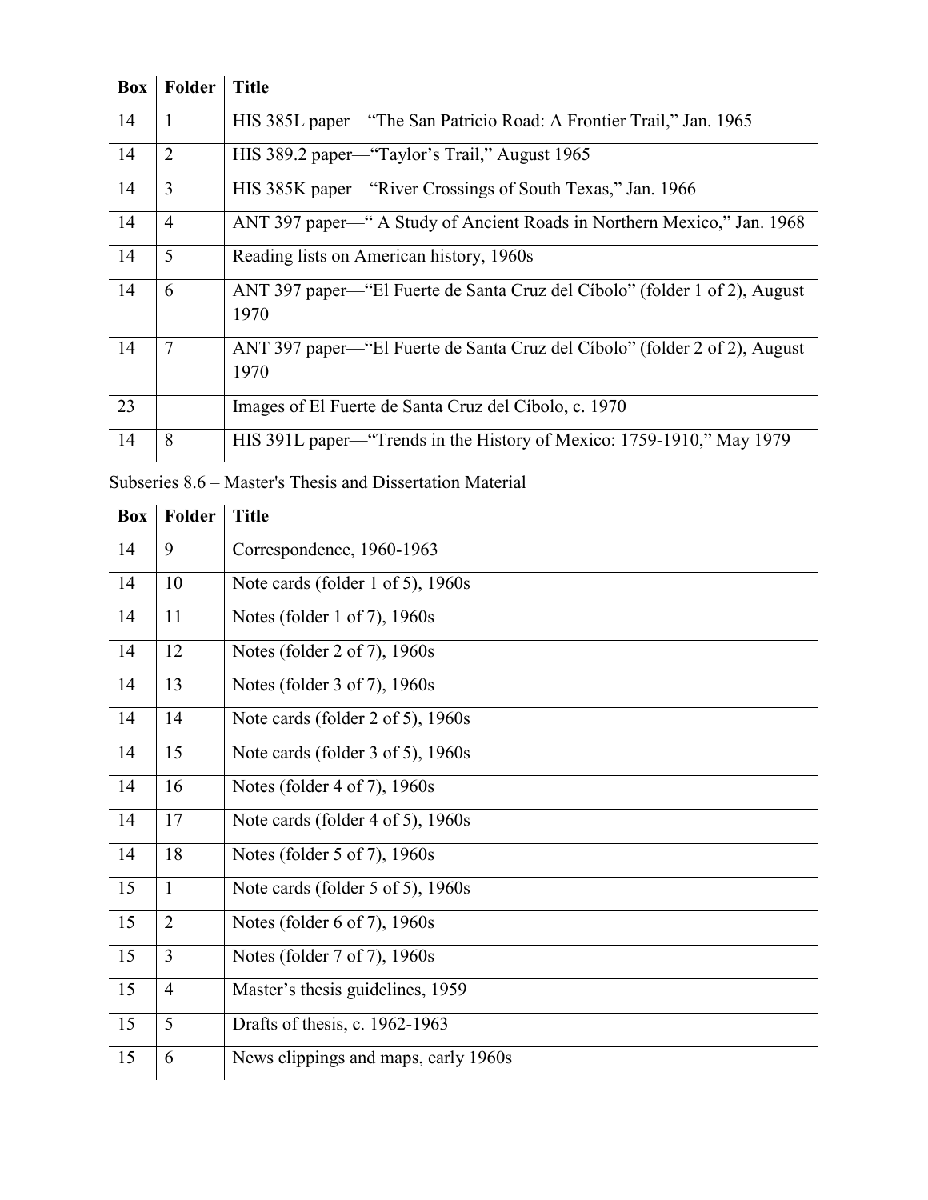| Box | Folder | Title |
| --- | --- | --- |
| 14 | 1 | HIS 385L paper—"The San Patricio Road: A Frontier Trail," Jan. 1965 |
| 14 | 2 | HIS 389.2 paper—"Taylor's Trail," August 1965 |
| 14 | 3 | HIS 385K paper—"River Crossings of South Texas," Jan. 1966 |
| 14 | 4 | ANT 397 paper—" A Study of Ancient Roads in Northern Mexico," Jan. 1968 |
| 14 | 5 | Reading lists on American history, 1960s |
| 14 | 6 | ANT 397 paper—"El Fuerte de Santa Cruz del Cíbolo" (folder 1 of 2), August 1970 |
| 14 | 7 | ANT 397 paper—"El Fuerte de Santa Cruz del Cíbolo" (folder 2 of 2), August 1970 |
| 23 | | Images of El Fuerte de Santa Cruz del Cíbolo, c. 1970 |
| 14 | 8 | HIS 391L paper—"Trends in the History of Mexico: 1759-1910," May 1979 |

Subseries 8.6 – Master's Thesis and Dissertation Material

| Box | Folder | Title |
| --- | --- | --- |
| 14 | 9 | Correspondence, 1960-1963 |
| 14 | 10 | Note cards (folder 1 of 5), 1960s |
| 14 | 11 | Notes (folder 1 of 7), 1960s |
| 14 | 12 | Notes (folder 2 of 7), 1960s |
| 14 | 13 | Notes (folder 3 of 7), 1960s |
| 14 | 14 | Note cards (folder 2 of 5), 1960s |
| 14 | 15 | Note cards (folder 3 of 5), 1960s |
| 14 | 16 | Notes (folder 4 of 7), 1960s |
| 14 | 17 | Note cards (folder 4 of 5), 1960s |
| 14 | 18 | Notes (folder 5 of 7), 1960s |
| 15 | 1 | Note cards (folder 5 of 5), 1960s |
| 15 | 2 | Notes (folder 6 of 7), 1960s |
| 15 | 3 | Notes (folder 7 of 7), 1960s |
| 15 | 4 | Master's thesis guidelines, 1959 |
| 15 | 5 | Drafts of thesis, c. 1962-1963 |
| 15 | 6 | News clippings and maps, early 1960s |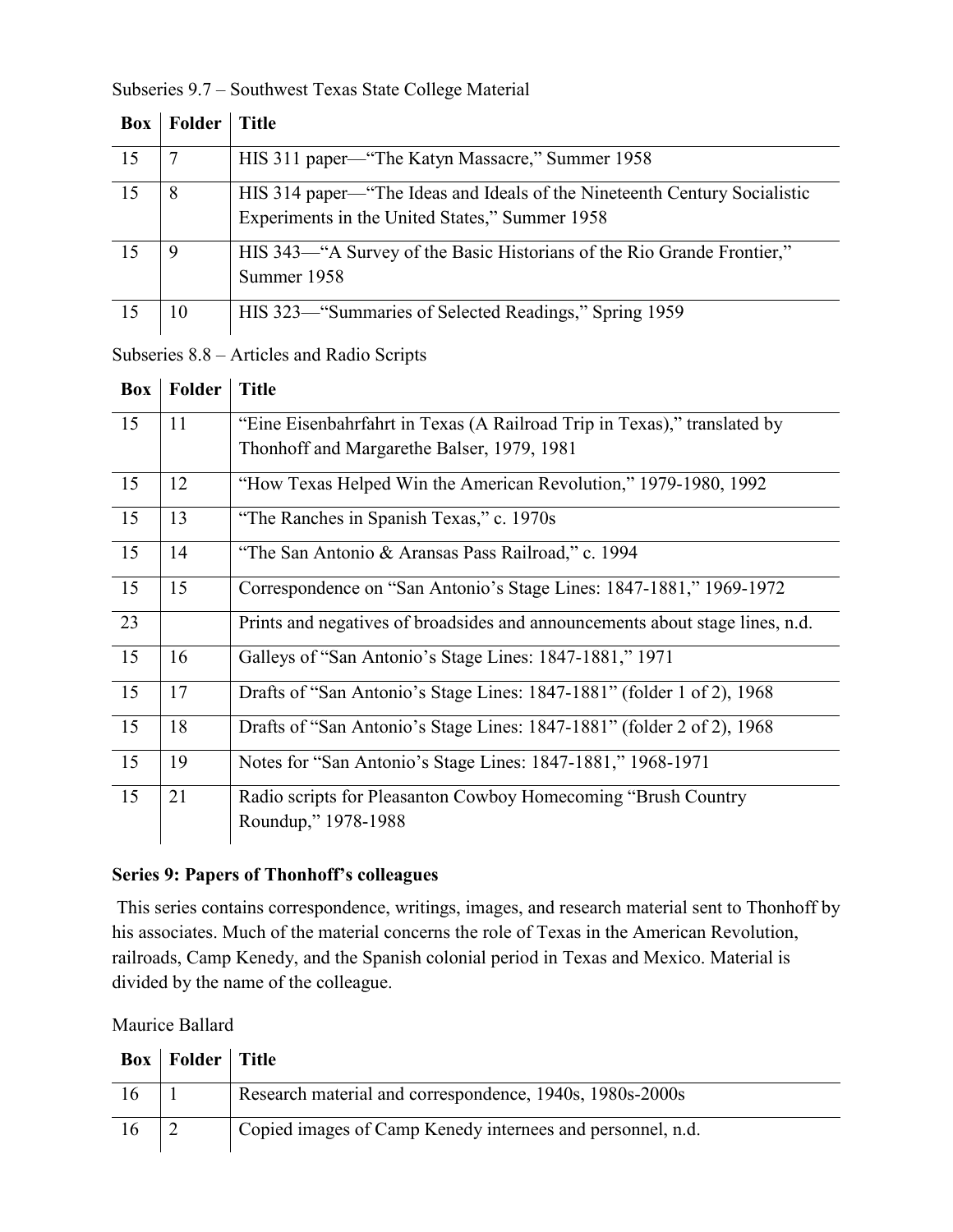Subseries 9.7 – Southwest Texas State College Material

| Box | Folder | Title |
|---|---|---|
| 15 | 7 | HIS 311 paper—"The Katyn Massacre," Summer 1958 |
| 15 | 8 | HIS 314 paper—"The Ideas and Ideals of the Nineteenth Century Socialistic Experiments in the United States," Summer 1958 |
| 15 | 9 | HIS 343—"A Survey of the Basic Historians of the Rio Grande Frontier," Summer 1958 |
| 15 | 10 | HIS 323—"Summaries of Selected Readings," Spring 1959 |

Subseries 8.8 – Articles and Radio Scripts

| Box | Folder | Title |
|---|---|---|
| 15 | 11 | "Eine Eisenbahrfahrt in Texas (A Railroad Trip in Texas)," translated by Thonhoff and Margarethe Balser, 1979, 1981 |
| 15 | 12 | "How Texas Helped Win the American Revolution," 1979-1980, 1992 |
| 15 | 13 | "The Ranches in Spanish Texas," c. 1970s |
| 15 | 14 | "The San Antonio & Aransas Pass Railroad," c. 1994 |
| 15 | 15 | Correspondence on "San Antonio's Stage Lines: 1847-1881," 1969-1972 |
| 23 | | Prints and negatives of broadsides and announcements about stage lines, n.d. |
| 15 | 16 | Galleys of "San Antonio's Stage Lines: 1847-1881," 1971 |
| 15 | 17 | Drafts of "San Antonio's Stage Lines: 1847-1881" (folder 1 of 2), 1968 |
| 15 | 18 | Drafts of "San Antonio's Stage Lines: 1847-1881" (folder 2 of 2), 1968 |
| 15 | 19 | Notes for "San Antonio's Stage Lines: 1847-1881," 1968-1971 |
| 15 | 21 | Radio scripts for Pleasanton Cowboy Homecoming "Brush Country Roundup," 1978-1988 |

**Series 9: Papers of Thonhoff's colleagues**

This series contains correspondence, writings, images, and research material sent to Thonhoff by his associates. Much of the material concerns the role of Texas in the American Revolution, railroads, Camp Kenedy, and the Spanish colonial period in Texas and Mexico. Material is divided by the name of the colleague.

Maurice Ballard

| Box | Folder | Title |
|---|---|---|
| 16 | 1 | Research material and correspondence, 1940s, 1980s-2000s |
| 16 | 2 | Copied images of Camp Kenedy internees and personnel, n.d. |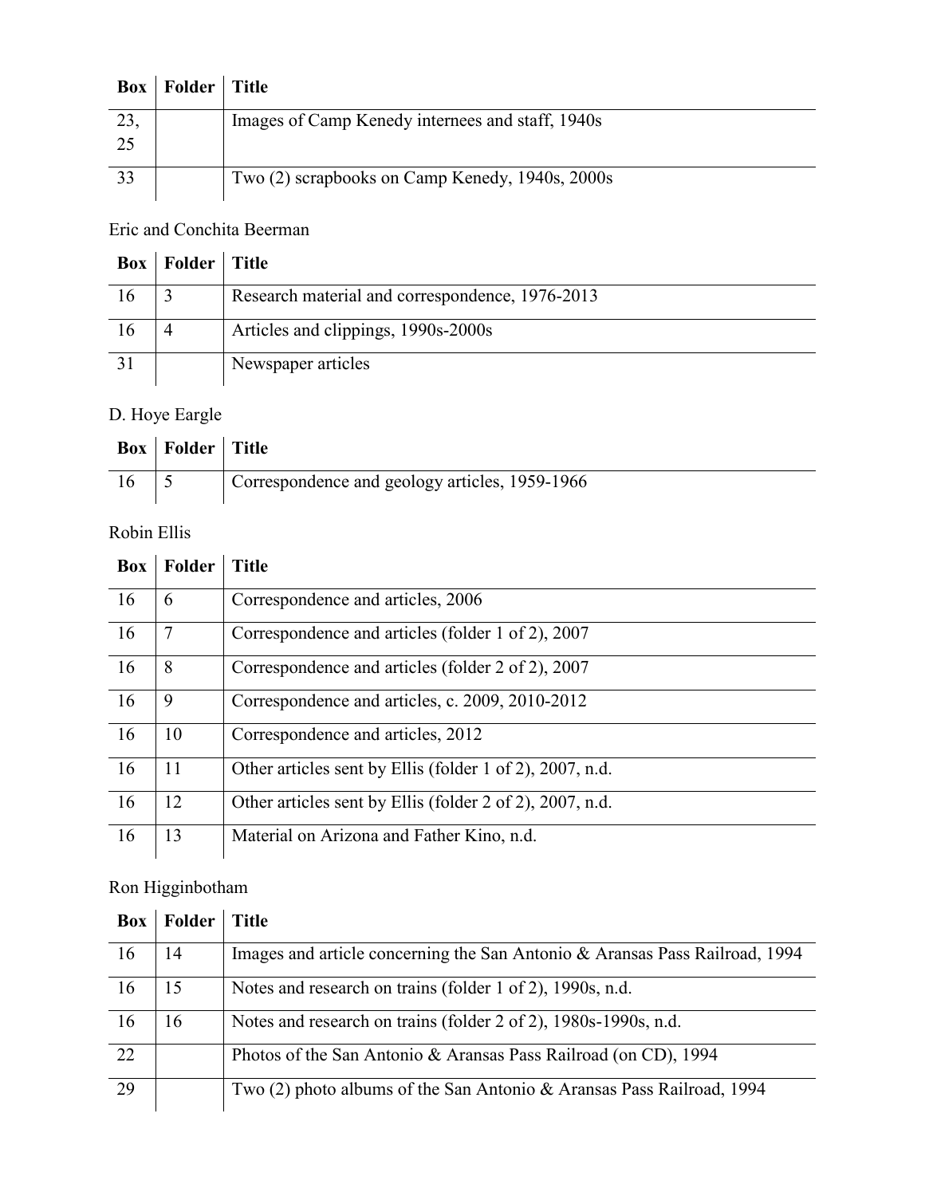| Box | Folder | Title |
|---|---|---|
| 23, 25 | | Images of Camp Kenedy internees and staff, 1940s |
| 33 | | Two (2) scrapbooks on Camp Kenedy, 1940s, 2000s |

Eric and Conchita Beerman

| Box | Folder | Title |
|---|---|---|
| 16 | 3 | Research material and correspondence, 1976-2013 |
| 16 | 4 | Articles and clippings, 1990s-2000s |
| 31 | | Newspaper articles |

D. Hoye Eargle

| Box | Folder | Title |
|---|---|---|
| 16 | 5 | Correspondence and geology articles, 1959-1966 |

Robin Ellis

| Box | Folder | Title |
|---|---|---|
| 16 | 6 | Correspondence and articles, 2006 |
| 16 | 7 | Correspondence and articles (folder 1 of 2), 2007 |
| 16 | 8 | Correspondence and articles (folder 2 of 2), 2007 |
| 16 | 9 | Correspondence and articles, c. 2009, 2010-2012 |
| 16 | 10 | Correspondence and articles, 2012 |
| 16 | 11 | Other articles sent by Ellis (folder 1 of 2), 2007, n.d. |
| 16 | 12 | Other articles sent by Ellis (folder 2 of 2), 2007, n.d. |
| 16 | 13 | Material on Arizona and Father Kino, n.d. |

Ron Higginbotham

| Box | Folder | Title |
|---|---|---|
| 16 | 14 | Images and article concerning the San Antonio & Aransas Pass Railroad, 1994 |
| 16 | 15 | Notes and research on trains (folder 1 of 2), 1990s, n.d. |
| 16 | 16 | Notes and research on trains (folder 2 of 2), 1980s-1990s, n.d. |
| 22 | | Photos of the San Antonio & Aransas Pass Railroad (on CD), 1994 |
| 29 | | Two (2) photo albums of the San Antonio & Aransas Pass Railroad, 1994 |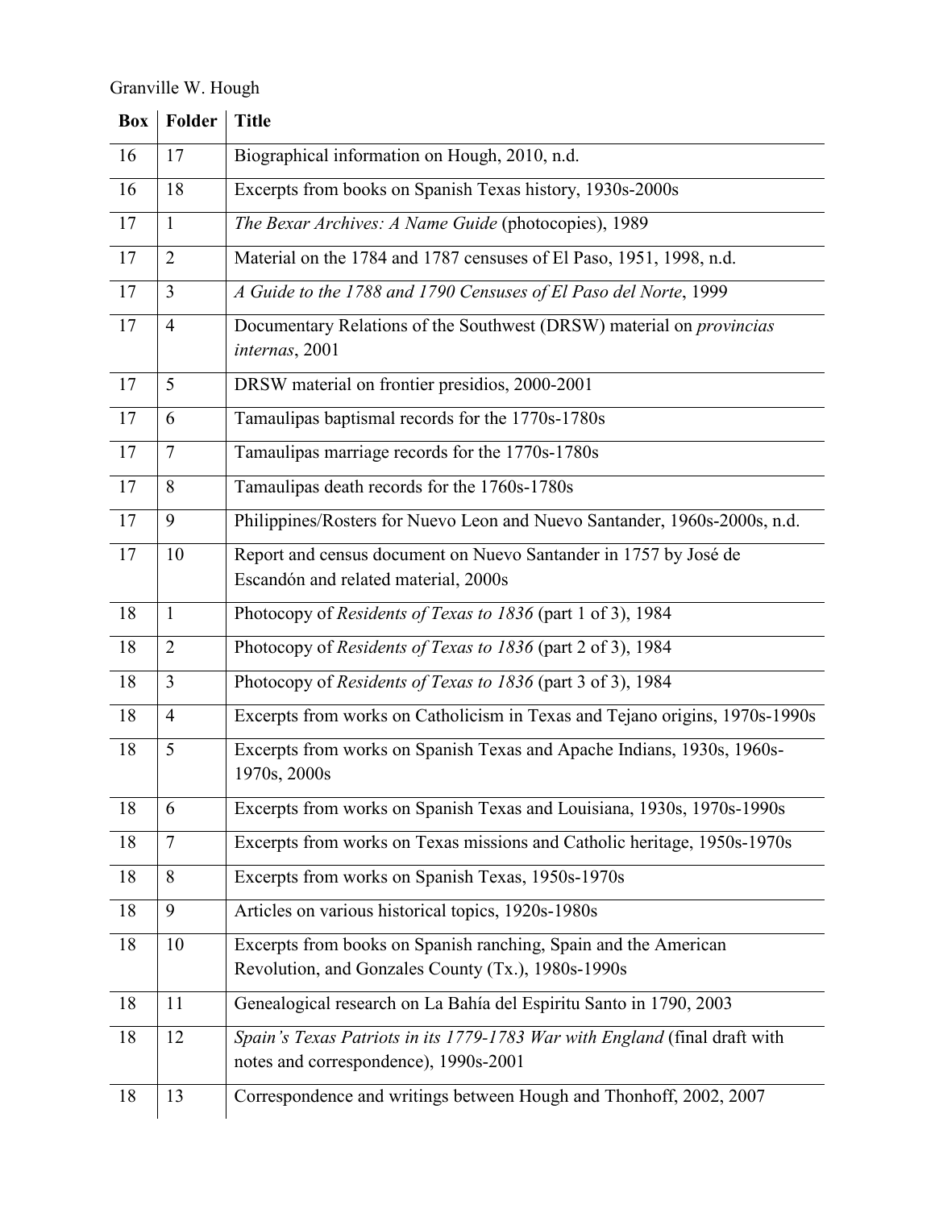Granville W. Hough

| Box | Folder | Title |
|---|---|---|
| 16 | 17 | Biographical information on Hough, 2010, n.d. |
| 16 | 18 | Excerpts from books on Spanish Texas history, 1930s-2000s |
| 17 | 1 | *The Bexar Archives: A Name Guide* (photocopies), 1989 |
| 17 | 2 | Material on the 1784 and 1787 censuses of El Paso, 1951, 1998, n.d. |
| 17 | 3 | *A Guide to the 1788 and 1790 Censuses of El Paso del Norte*, 1999 |
| 17 | 4 | Documentary Relations of the Southwest (DRSW) material on *provincias internas*, 2001 |
| 17 | 5 | DRSW material on frontier presidios, 2000-2001 |
| 17 | 6 | Tamaulipas baptismal records for the 1770s-1780s |
| 17 | 7 | Tamaulipas marriage records for the 1770s-1780s |
| 17 | 8 | Tamaulipas death records for the 1760s-1780s |
| 17 | 9 | Philippines/Rosters for Nuevo Leon and Nuevo Santander, 1960s-2000s, n.d. |
| 17 | 10 | Report and census document on Nuevo Santander in 1757 by José de Escandón and related material, 2000s |
| 18 | 1 | Photocopy of *Residents of Texas to 1836* (part 1 of 3), 1984 |
| 18 | 2 | Photocopy of *Residents of Texas to 1836* (part 2 of 3), 1984 |
| 18 | 3 | Photocopy of *Residents of Texas to 1836* (part 3 of 3), 1984 |
| 18 | 4 | Excerpts from works on Catholicism in Texas and Tejano origins, 1970s-1990s |
| 18 | 5 | Excerpts from works on Spanish Texas and Apache Indians, 1930s, 1960s-1970s, 2000s |
| 18 | 6 | Excerpts from works on Spanish Texas and Louisiana, 1930s, 1970s-1990s |
| 18 | 7 | Excerpts from works on Texas missions and Catholic heritage, 1950s-1970s |
| 18 | 8 | Excerpts from works on Spanish Texas, 1950s-1970s |
| 18 | 9 | Articles on various historical topics, 1920s-1980s |
| 18 | 10 | Excerpts from books on Spanish ranching, Spain and the American Revolution, and Gonzales County (Tx.), 1980s-1990s |
| 18 | 11 | Genealogical research on La Bahía del Espiritu Santo in 1790, 2003 |
| 18 | 12 | *Spain's Texas Patriots in its 1779-1783 War with England* (final draft with notes and correspondence), 1990s-2001 |
| 18 | 13 | Correspondence and writings between Hough and Thonhoff, 2002, 2007 |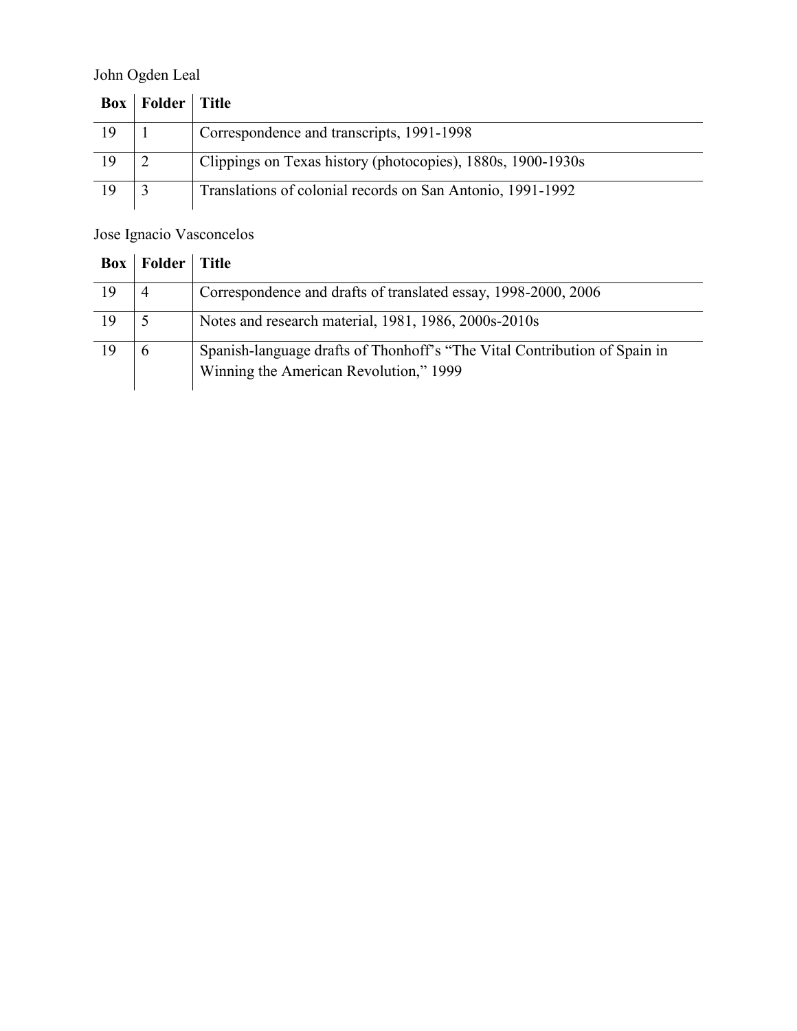John Ogden Leal

| Box | Folder | Title |
|---|---|---|
| 19 | 1 | Correspondence and transcripts, 1991-1998 |
| 19 | 2 | Clippings on Texas history (photocopies), 1880s, 1900-1930s |
| 19 | 3 | Translations of colonial records on San Antonio, 1991-1992 |

Jose Ignacio Vasconcelos

| Box | Folder | Title |
|---|---|---|
| 19 | 4 | Correspondence and drafts of translated essay, 1998-2000, 2006 |
| 19 | 5 | Notes and research material, 1981, 1986, 2000s-2010s |
| 19 | 6 | Spanish-language drafts of Thonhoff's "The Vital Contribution of Spain in Winning the American Revolution," 1999 |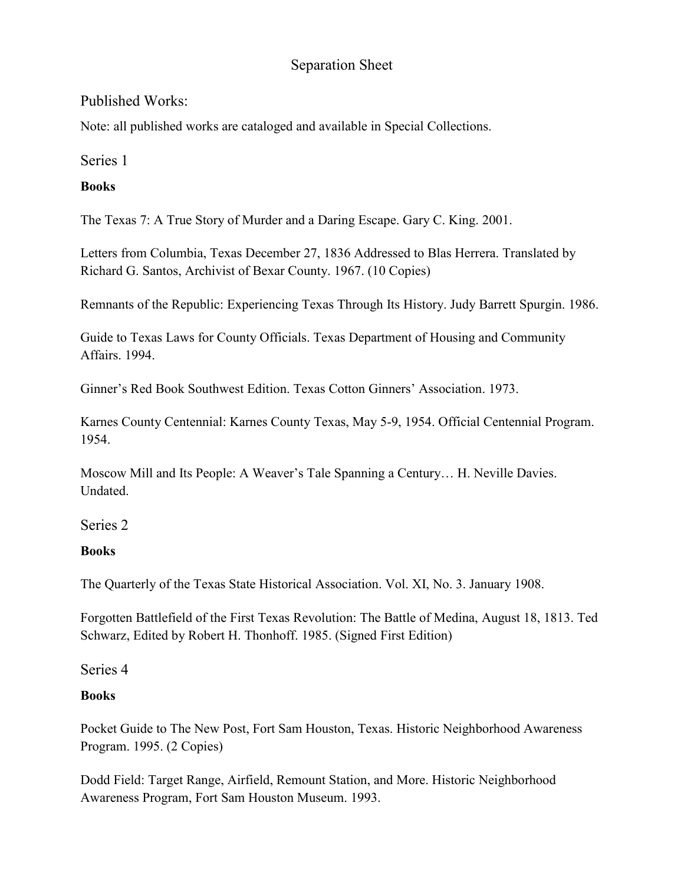# Separation Sheet

## Published Works:

Note: all published works are cataloged and available in Special Collections.

### Series 1

**Books**

The Texas 7: A True Story of Murder and a Daring Escape. Gary C. King. 2001.

Letters from Columbia, Texas December 27, 1836 Addressed to Blas Herrera. Translated by Richard G. Santos, Archivist of Bexar County. 1967. (10 Copies)

Remnants of the Republic: Experiencing Texas Through Its History. Judy Barrett Spurgin. 1986.

Guide to Texas Laws for County Officials. Texas Department of Housing and Community Affairs. 1994.

Ginner's Red Book Southwest Edition. Texas Cotton Ginners' Association. 1973.

Karnes County Centennial: Karnes County Texas, May 5-9, 1954. Official Centennial Program. 1954.

Moscow Mill and Its People: A Weaver's Tale Spanning a Century… H. Neville Davies. Undated.

### Series 2

**Books**

The Quarterly of the Texas State Historical Association. Vol. XI, No. 3. January 1908.

Forgotten Battlefield of the First Texas Revolution: The Battle of Medina, August 18, 1813. Ted Schwarz, Edited by Robert H. Thonhoff. 1985. (Signed First Edition)

### Series 4

**Books**

Pocket Guide to The New Post, Fort Sam Houston, Texas. Historic Neighborhood Awareness Program. 1995. (2 Copies)

Dodd Field: Target Range, Airfield, Remount Station, and More. Historic Neighborhood Awareness Program, Fort Sam Houston Museum. 1993.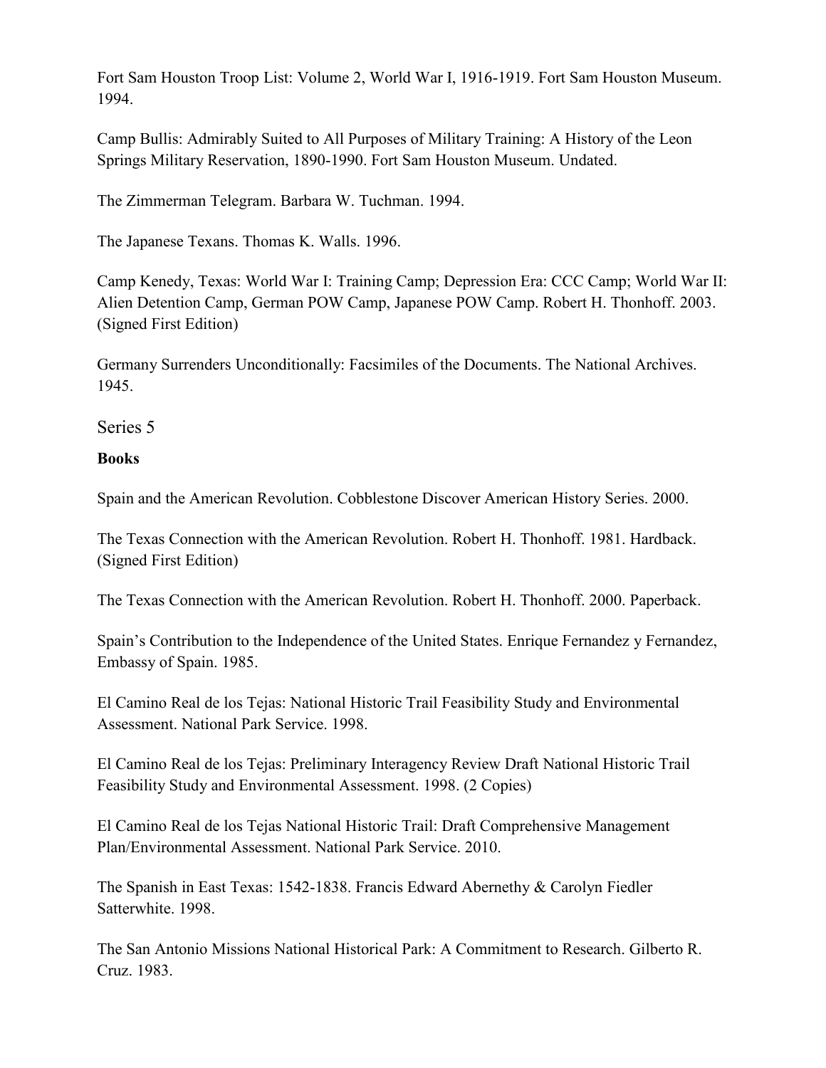Fort Sam Houston Troop List: Volume 2, World War I, 1916-1919. Fort Sam Houston Museum. 1994.

Camp Bullis: Admirably Suited to All Purposes of Military Training: A History of the Leon Springs Military Reservation, 1890-1990. Fort Sam Houston Museum. Undated.

The Zimmerman Telegram. Barbara W. Tuchman. 1994.

The Japanese Texans. Thomas K. Walls. 1996.

Camp Kenedy, Texas: World War I: Training Camp; Depression Era: CCC Camp; World War II: Alien Detention Camp, German POW Camp, Japanese POW Camp. Robert H. Thonhoff. 2003. (Signed First Edition)

Germany Surrenders Unconditionally: Facsimiles of the Documents. The National Archives. 1945.

## Series 5

**Books**

Spain and the American Revolution. Cobblestone Discover American History Series. 2000.

The Texas Connection with the American Revolution. Robert H. Thonhoff. 1981. Hardback. (Signed First Edition)

The Texas Connection with the American Revolution. Robert H. Thonhoff. 2000. Paperback.

Spain's Contribution to the Independence of the United States. Enrique Fernandez y Fernandez, Embassy of Spain. 1985.

El Camino Real de los Tejas: National Historic Trail Feasibility Study and Environmental Assessment. National Park Service. 1998.

El Camino Real de los Tejas: Preliminary Interagency Review Draft National Historic Trail Feasibility Study and Environmental Assessment. 1998. (2 Copies)

El Camino Real de los Tejas National Historic Trail: Draft Comprehensive Management Plan/Environmental Assessment. National Park Service. 2010.

The Spanish in East Texas: 1542-1838. Francis Edward Abernethy & Carolyn Fiedler Satterwhite. 1998.

The San Antonio Missions National Historical Park: A Commitment to Research. Gilberto R. Cruz. 1983.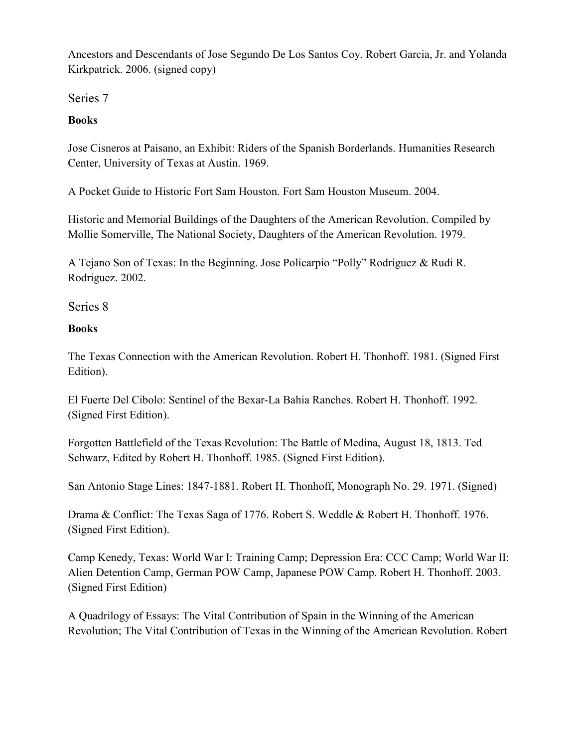Ancestors and Descendants of Jose Segundo De Los Santos Coy. Robert Garcia, Jr. and Yolanda Kirkpatrick. 2006. (signed copy)

## Series 7

**Books**

Jose Cisneros at Paisano, an Exhibit: Riders of the Spanish Borderlands. Humanities Research Center, University of Texas at Austin. 1969.

A Pocket Guide to Historic Fort Sam Houston. Fort Sam Houston Museum. 2004.

Historic and Memorial Buildings of the Daughters of the American Revolution. Compiled by Mollie Somerville, The National Society, Daughters of the American Revolution. 1979.

A Tejano Son of Texas: In the Beginning. Jose Policarpio "Polly" Rodriguez & Rudi R. Rodriguez. 2002.

## Series 8

**Books**

The Texas Connection with the American Revolution. Robert H. Thonhoff. 1981. (Signed First Edition).

El Fuerte Del Cibolo: Sentinel of the Bexar-La Bahia Ranches. Robert H. Thonhoff. 1992. (Signed First Edition).

Forgotten Battlefield of the Texas Revolution: The Battle of Medina, August 18, 1813. Ted Schwarz, Edited by Robert H. Thonhoff. 1985. (Signed First Edition).

San Antonio Stage Lines: 1847-1881. Robert H. Thonhoff, Monograph No. 29. 1971. (Signed)

Drama & Conflict: The Texas Saga of 1776. Robert S. Weddle & Robert H. Thonhoff. 1976. (Signed First Edition).

Camp Kenedy, Texas: World War I: Training Camp; Depression Era: CCC Camp; World War II: Alien Detention Camp, German POW Camp, Japanese POW Camp. Robert H. Thonhoff. 2003. (Signed First Edition)

A Quadrilogy of Essays: The Vital Contribution of Spain in the Winning of the American Revolution; The Vital Contribution of Texas in the Winning of the American Revolution. Robert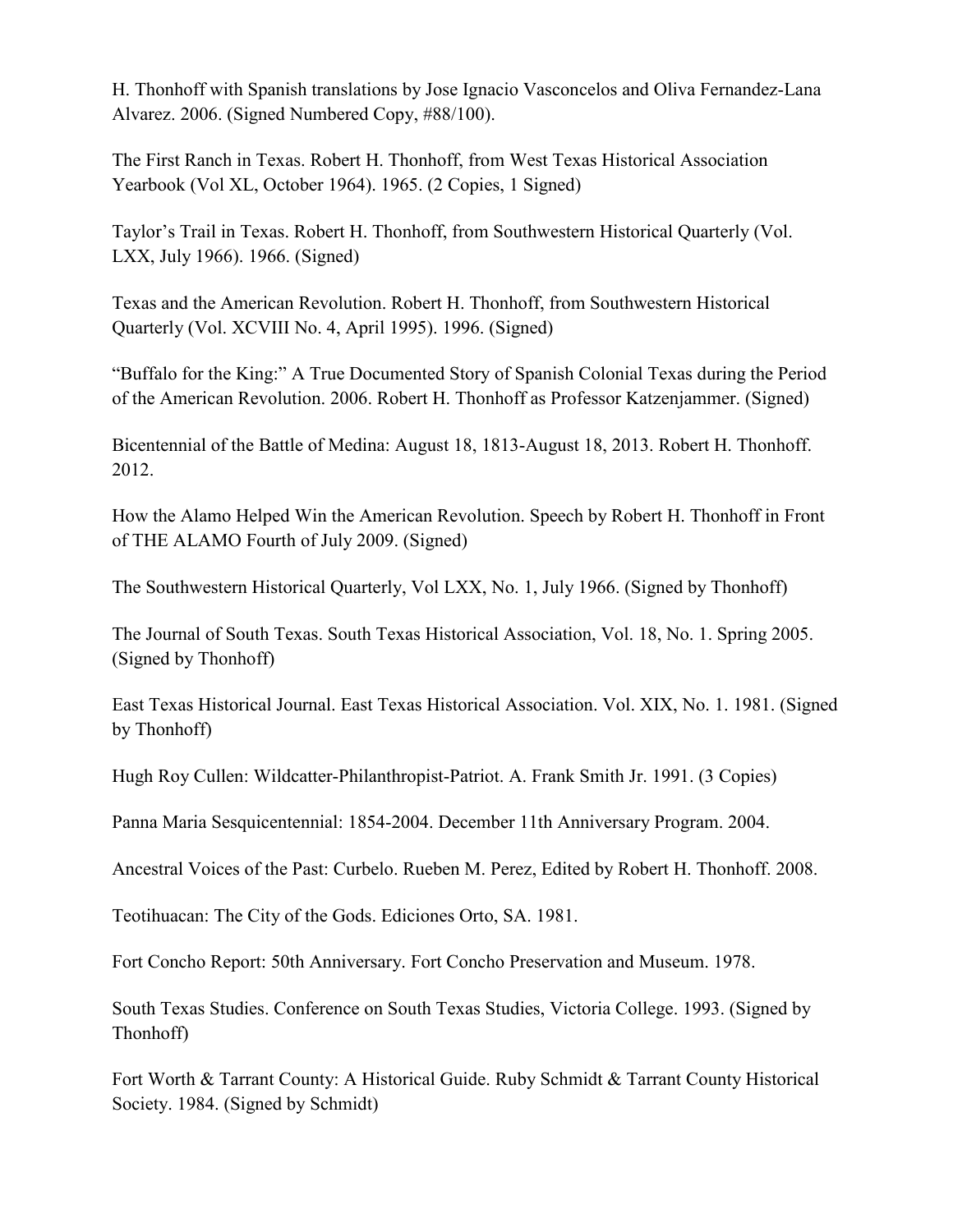H. Thonhoff with Spanish translations by Jose Ignacio Vasconcelos and Oliva Fernandez-Lana Alvarez. 2006. (Signed Numbered Copy, #88/100).

The First Ranch in Texas. Robert H. Thonhoff, from West Texas Historical Association Yearbook (Vol XL, October 1964). 1965. (2 Copies, 1 Signed)

Taylor's Trail in Texas. Robert H. Thonhoff, from Southwestern Historical Quarterly (Vol. LXX, July 1966). 1966. (Signed)

Texas and the American Revolution. Robert H. Thonhoff, from Southwestern Historical Quarterly (Vol. XCVIII No. 4, April 1995). 1996. (Signed)

"Buffalo for the King:" A True Documented Story of Spanish Colonial Texas during the Period of the American Revolution. 2006. Robert H. Thonhoff as Professor Katzenjammer. (Signed)

Bicentennial of the Battle of Medina: August 18, 1813-August 18, 2013. Robert H. Thonhoff. 2012.

How the Alamo Helped Win the American Revolution. Speech by Robert H. Thonhoff in Front of THE ALAMO Fourth of July 2009. (Signed)

The Southwestern Historical Quarterly, Vol LXX, No. 1, July 1966. (Signed by Thonhoff)

The Journal of South Texas. South Texas Historical Association, Vol. 18, No. 1. Spring 2005. (Signed by Thonhoff)

East Texas Historical Journal. East Texas Historical Association. Vol. XIX, No. 1. 1981. (Signed by Thonhoff)

Hugh Roy Cullen: Wildcatter-Philanthropist-Patriot. A. Frank Smith Jr. 1991. (3 Copies)

Panna Maria Sesquicentennial: 1854-2004. December 11th Anniversary Program. 2004.

Ancestral Voices of the Past: Curbelo. Rueben M. Perez, Edited by Robert H. Thonhoff. 2008.

Teotihuacan: The City of the Gods. Ediciones Orto, SA. 1981.

Fort Concho Report: 50th Anniversary. Fort Concho Preservation and Museum. 1978.

South Texas Studies. Conference on South Texas Studies, Victoria College. 1993. (Signed by Thonhoff)

Fort Worth & Tarrant County: A Historical Guide. Ruby Schmidt & Tarrant County Historical Society. 1984. (Signed by Schmidt)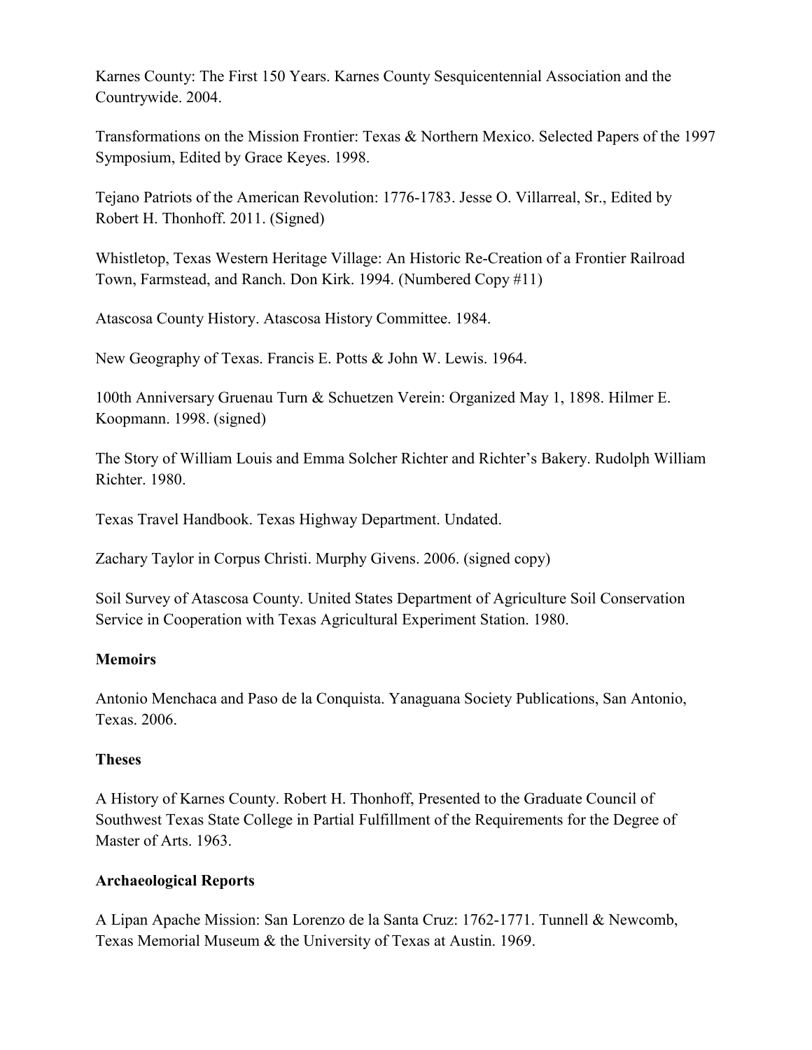Karnes County: The First 150 Years. Karnes County Sesquicentennial Association and the Countrywide. 2004.

Transformations on the Mission Frontier: Texas & Northern Mexico. Selected Papers of the 1997 Symposium, Edited by Grace Keyes. 1998.

Tejano Patriots of the American Revolution: 1776-1783. Jesse O. Villarreal, Sr., Edited by Robert H. Thonhoff. 2011. (Signed)

Whistletop, Texas Western Heritage Village: An Historic Re-Creation of a Frontier Railroad Town, Farmstead, and Ranch. Don Kirk. 1994. (Numbered Copy #11)

Atascosa County History. Atascosa History Committee. 1984.

New Geography of Texas. Francis E. Potts & John W. Lewis. 1964.

100th Anniversary Gruenau Turn & Schuetzen Verein: Organized May 1, 1898. Hilmer E. Koopmann. 1998. (signed)

The Story of William Louis and Emma Solcher Richter and Richter's Bakery. Rudolph William Richter. 1980.

Texas Travel Handbook. Texas Highway Department. Undated.

Zachary Taylor in Corpus Christi. Murphy Givens. 2006. (signed copy)

Soil Survey of Atascosa County. United States Department of Agriculture Soil Conservation Service in Cooperation with Texas Agricultural Experiment Station. 1980.

**Memoirs**

Antonio Menchaca and Paso de la Conquista. Yanaguana Society Publications, San Antonio, Texas. 2006.

**Theses**

A History of Karnes County. Robert H. Thonhoff, Presented to the Graduate Council of Southwest Texas State College in Partial Fulfillment of the Requirements for the Degree of Master of Arts. 1963.

**Archaeological Reports**

A Lipan Apache Mission: San Lorenzo de la Santa Cruz: 1762-1771. Tunnell & Newcomb, Texas Memorial Museum & the University of Texas at Austin. 1969.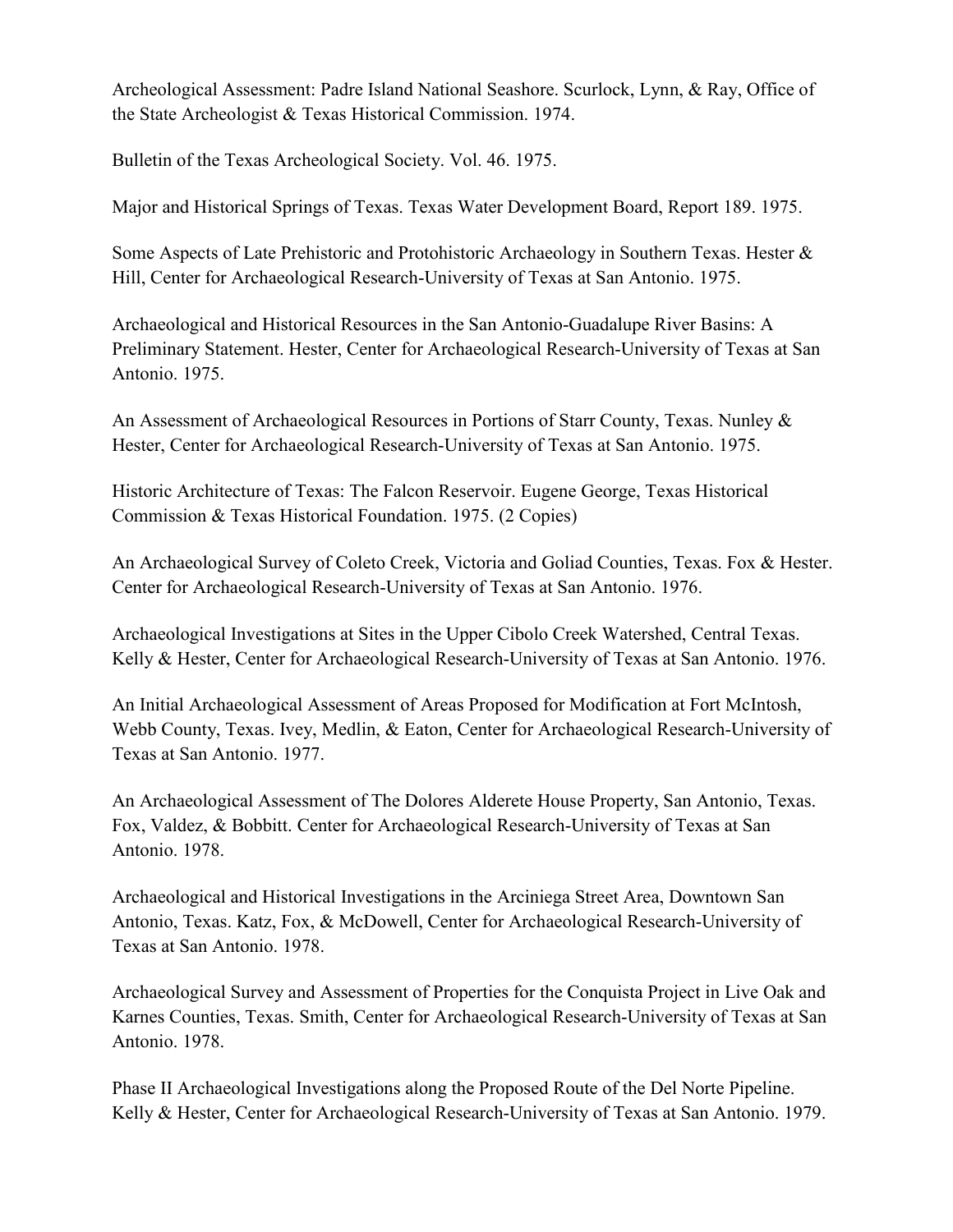Archeological Assessment: Padre Island National Seashore. Scurlock, Lynn, & Ray, Office of the State Archeologist & Texas Historical Commission. 1974.

Bulletin of the Texas Archeological Society. Vol. 46. 1975.

Major and Historical Springs of Texas. Texas Water Development Board, Report 189. 1975.

Some Aspects of Late Prehistoric and Protohistoric Archaeology in Southern Texas. Hester & Hill, Center for Archaeological Research-University of Texas at San Antonio. 1975.

Archaeological and Historical Resources in the San Antonio-Guadalupe River Basins: A Preliminary Statement. Hester, Center for Archaeological Research-University of Texas at San Antonio. 1975.

An Assessment of Archaeological Resources in Portions of Starr County, Texas. Nunley & Hester, Center for Archaeological Research-University of Texas at San Antonio. 1975.

Historic Architecture of Texas: The Falcon Reservoir. Eugene George, Texas Historical Commission & Texas Historical Foundation. 1975. (2 Copies)

An Archaeological Survey of Coleto Creek, Victoria and Goliad Counties, Texas. Fox & Hester. Center for Archaeological Research-University of Texas at San Antonio. 1976.

Archaeological Investigations at Sites in the Upper Cibolo Creek Watershed, Central Texas. Kelly & Hester, Center for Archaeological Research-University of Texas at San Antonio. 1976.

An Initial Archaeological Assessment of Areas Proposed for Modification at Fort McIntosh, Webb County, Texas. Ivey, Medlin, & Eaton, Center for Archaeological Research-University of Texas at San Antonio. 1977.

An Archaeological Assessment of The Dolores Alderete House Property, San Antonio, Texas. Fox, Valdez, & Bobbitt. Center for Archaeological Research-University of Texas at San Antonio. 1978.

Archaeological and Historical Investigations in the Arciniega Street Area, Downtown San Antonio, Texas. Katz, Fox, & McDowell, Center for Archaeological Research-University of Texas at San Antonio. 1978.

Archaeological Survey and Assessment of Properties for the Conquista Project in Live Oak and Karnes Counties, Texas. Smith, Center for Archaeological Research-University of Texas at San Antonio. 1978.

Phase II Archaeological Investigations along the Proposed Route of the Del Norte Pipeline. Kelly & Hester, Center for Archaeological Research-University of Texas at San Antonio. 1979.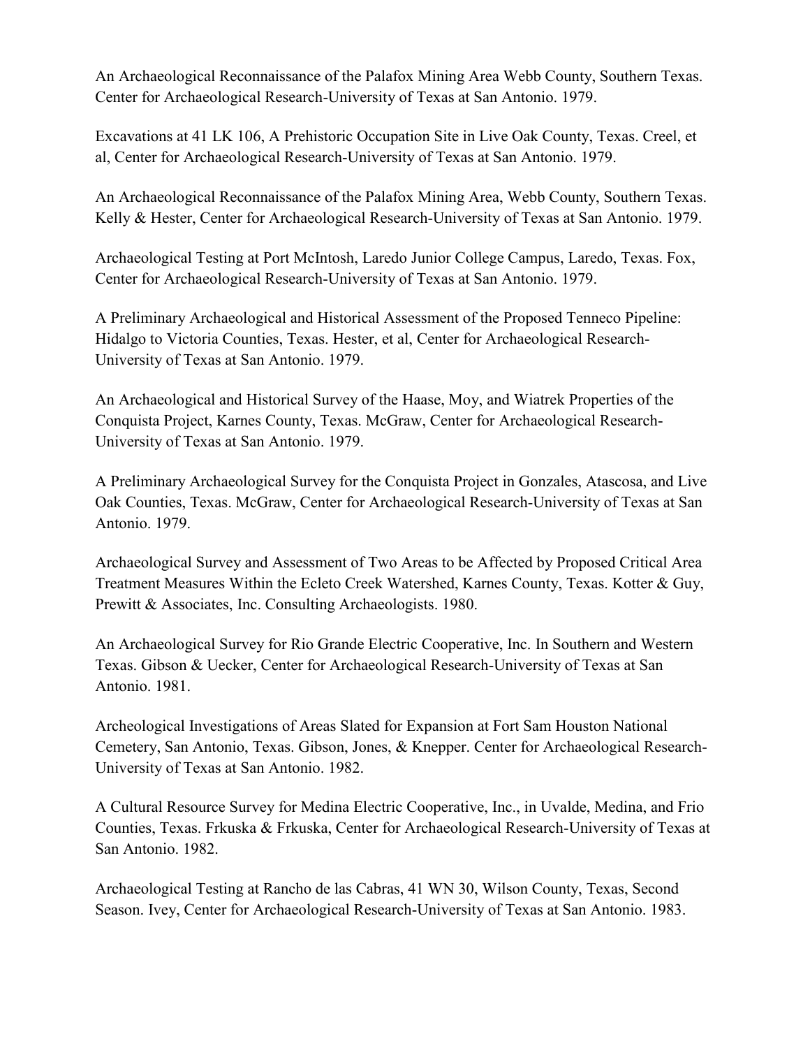An Archaeological Reconnaissance of the Palafox Mining Area Webb County, Southern Texas. Center for Archaeological Research-University of Texas at San Antonio. 1979.

Excavations at 41 LK 106, A Prehistoric Occupation Site in Live Oak County, Texas. Creel, et al, Center for Archaeological Research-University of Texas at San Antonio. 1979.

An Archaeological Reconnaissance of the Palafox Mining Area, Webb County, Southern Texas. Kelly & Hester, Center for Archaeological Research-University of Texas at San Antonio. 1979.

Archaeological Testing at Port McIntosh, Laredo Junior College Campus, Laredo, Texas. Fox, Center for Archaeological Research-University of Texas at San Antonio. 1979.

A Preliminary Archaeological and Historical Assessment of the Proposed Tenneco Pipeline: Hidalgo to Victoria Counties, Texas. Hester, et al, Center for Archaeological Research-University of Texas at San Antonio. 1979.

An Archaeological and Historical Survey of the Haase, Moy, and Wiatrek Properties of the Conquista Project, Karnes County, Texas. McGraw, Center for Archaeological Research-University of Texas at San Antonio. 1979.

A Preliminary Archaeological Survey for the Conquista Project in Gonzales, Atascosa, and Live Oak Counties, Texas. McGraw, Center for Archaeological Research-University of Texas at San Antonio. 1979.

Archaeological Survey and Assessment of Two Areas to be Affected by Proposed Critical Area Treatment Measures Within the Ecleto Creek Watershed, Karnes County, Texas. Kotter & Guy, Prewitt & Associates, Inc. Consulting Archaeologists. 1980.

An Archaeological Survey for Rio Grande Electric Cooperative, Inc. In Southern and Western Texas. Gibson & Uecker, Center for Archaeological Research-University of Texas at San Antonio. 1981.

Archeological Investigations of Areas Slated for Expansion at Fort Sam Houston National Cemetery, San Antonio, Texas. Gibson, Jones, & Knepper. Center for Archaeological Research-University of Texas at San Antonio. 1982.

A Cultural Resource Survey for Medina Electric Cooperative, Inc., in Uvalde, Medina, and Frio Counties, Texas. Frkuska & Frkuska, Center for Archaeological Research-University of Texas at San Antonio. 1982.

Archaeological Testing at Rancho de las Cabras, 41 WN 30, Wilson County, Texas, Second Season. Ivey, Center for Archaeological Research-University of Texas at San Antonio. 1983.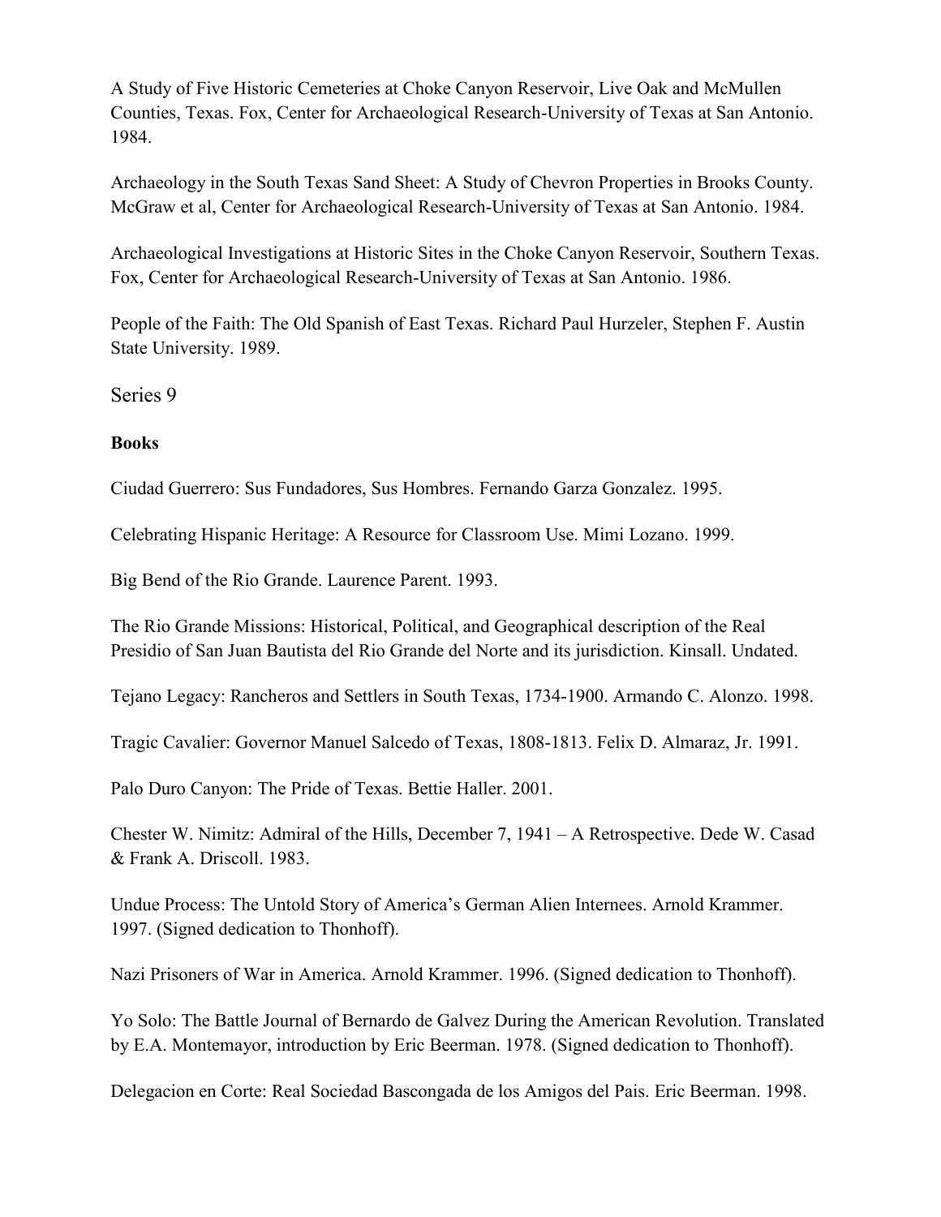A Study of Five Historic Cemeteries at Choke Canyon Reservoir, Live Oak and McMullen Counties, Texas. Fox, Center for Archaeological Research-University of Texas at San Antonio. 1984.

Archaeology in the South Texas Sand Sheet: A Study of Chevron Properties in Brooks County. McGraw et al, Center for Archaeological Research-University of Texas at San Antonio. 1984.

Archaeological Investigations at Historic Sites in the Choke Canyon Reservoir, Southern Texas. Fox, Center for Archaeological Research-University of Texas at San Antonio. 1986.

People of the Faith: The Old Spanish of East Texas. Richard Paul Hurzeler, Stephen F. Austin State University. 1989.

## Series 9

**Books**

Ciudad Guerrero: Sus Fundadores, Sus Hombres. Fernando Garza Gonzalez. 1995.

Celebrating Hispanic Heritage: A Resource for Classroom Use. Mimi Lozano. 1999.

Big Bend of the Rio Grande. Laurence Parent. 1993.

The Rio Grande Missions: Historical, Political, and Geographical description of the Real Presidio of San Juan Bautista del Rio Grande del Norte and its jurisdiction. Kinsall. Undated.

Tejano Legacy: Rancheros and Settlers in South Texas, 1734-1900. Armando C. Alonzo. 1998.

Tragic Cavalier: Governor Manuel Salcedo of Texas, 1808-1813. Felix D. Almaraz, Jr. 1991.

Palo Duro Canyon: The Pride of Texas. Bettie Haller. 2001.

Chester W. Nimitz: Admiral of the Hills, December 7, 1941 – A Retrospective. Dede W. Casad & Frank A. Driscoll. 1983.

Undue Process: The Untold Story of America's German Alien Internees. Arnold Krammer. 1997. (Signed dedication to Thonhoff).

Nazi Prisoners of War in America. Arnold Krammer. 1996. (Signed dedication to Thonhoff).

Yo Solo: The Battle Journal of Bernardo de Galvez During the American Revolution. Translated by E.A. Montemayor, introduction by Eric Beerman. 1978. (Signed dedication to Thonhoff).

Delegacion en Corte: Real Sociedad Bascongada de los Amigos del Pais. Eric Beerman. 1998.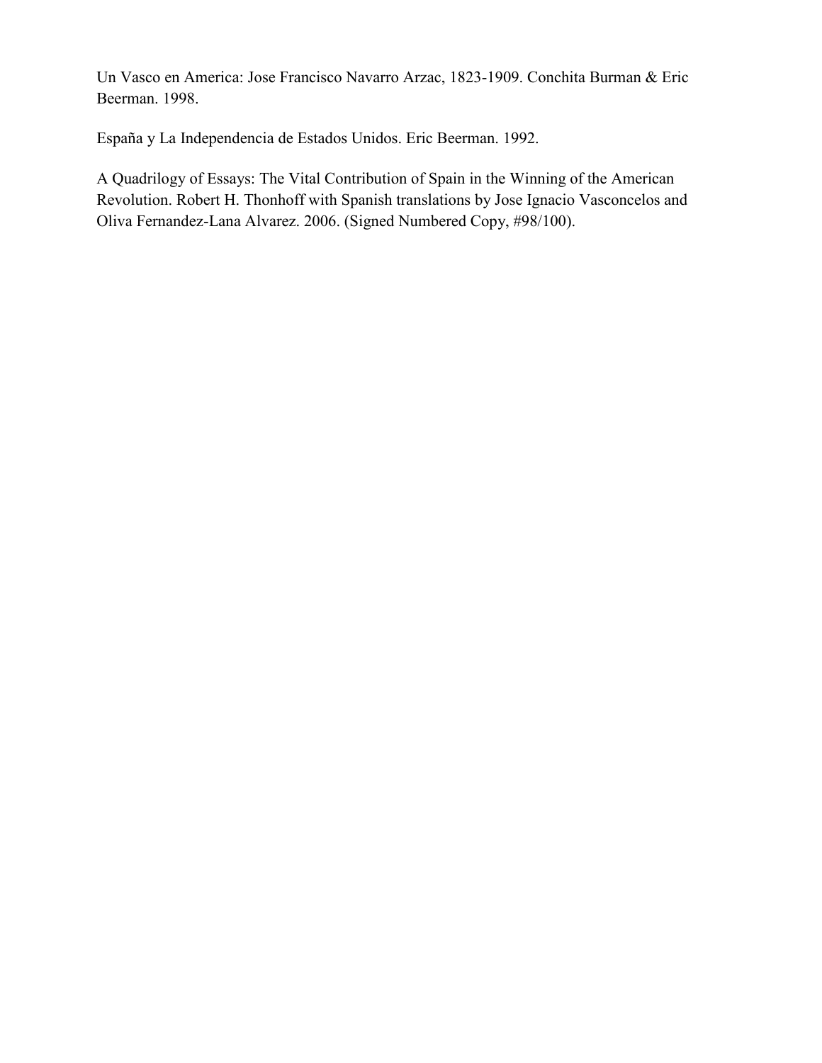Un Vasco en America: Jose Francisco Navarro Arzac, 1823-1909. Conchita Burman & Eric Beerman. 1998.

España y La Independencia de Estados Unidos. Eric Beerman. 1992.

A Quadrilogy of Essays: The Vital Contribution of Spain in the Winning of the American Revolution. Robert H. Thonhoff with Spanish translations by Jose Ignacio Vasconcelos and Oliva Fernandez-Lana Alvarez. 2006. (Signed Numbered Copy, #98/100).